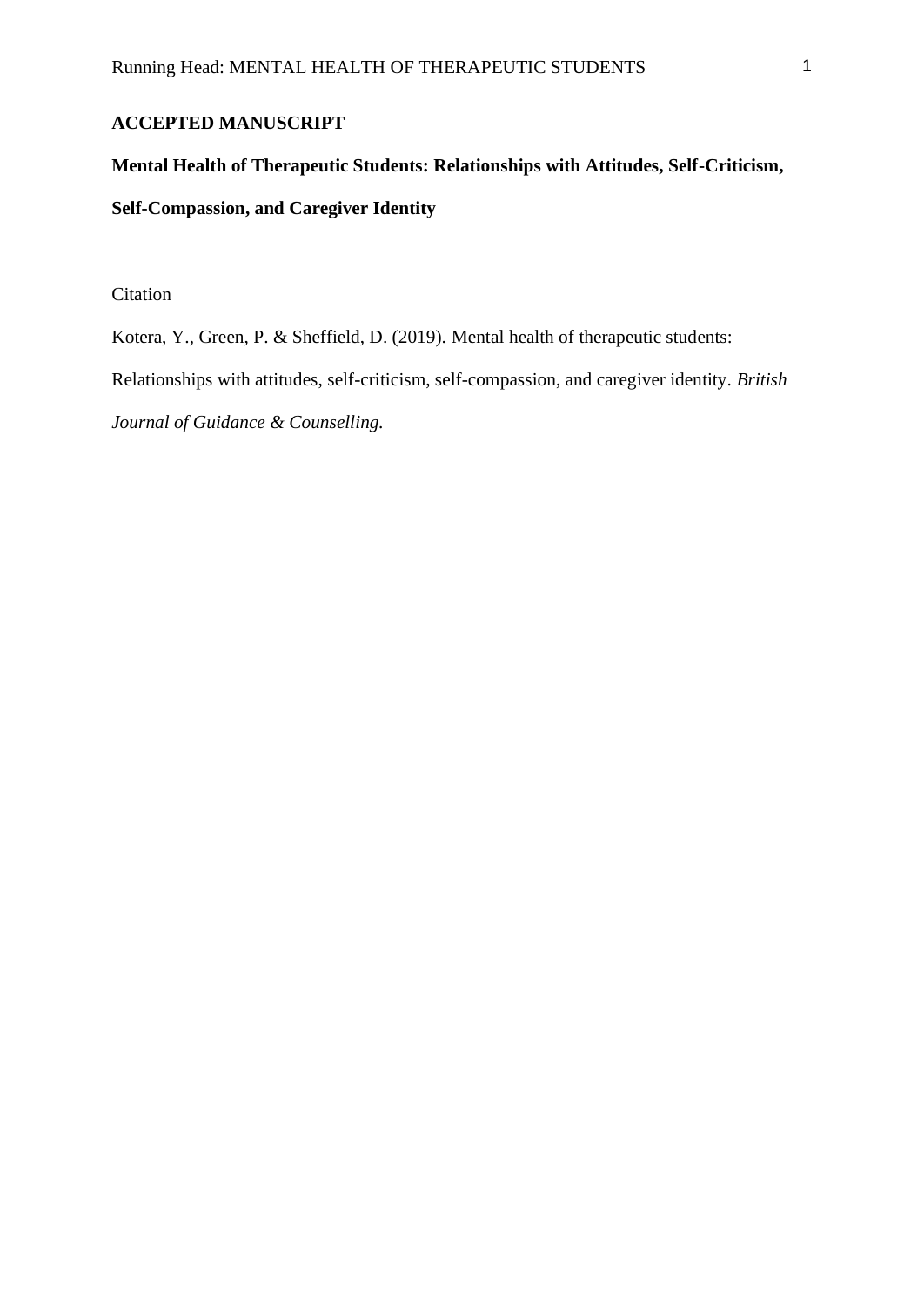**ACCEPTED MANUSCRIPT**

# Mental Health of Therapeutic Students: Relationships with Attitudes, Self-Criticism, Self-Compassion, and Caregiver Identity

Citation

Kotera, Y., Green, P. & Sheffield, D. (2019). Mental health of therapeutic students: Relationships with attitudes, self-criticism, self-compassion, and caregiver identity. *British Journal of Guidance & Counselling.*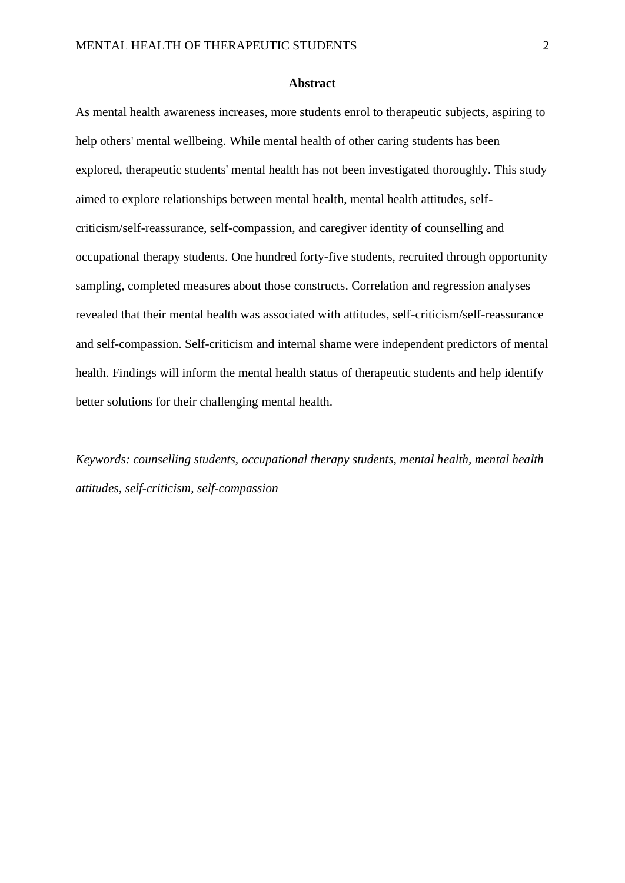## Abstract

As mental health awareness increases, more students enrol to therapeutic subjects, aspiring to help others' mental wellbeing. While mental health of other caring students has been explored, therapeutic students' mental health has not been investigated thoroughly. This study aimed to explore relationships between mental health, mental health attitudes, self-criticism/self-reassurance, self-compassion, and caregiver identity of counselling and occupational therapy students. One hundred forty-five students, recruited through opportunity sampling, completed measures about those constructs. Correlation and regression analyses revealed that their mental health was associated with attitudes, self-criticism/self-reassurance and self-compassion. Self-criticism and internal shame were independent predictors of mental health. Findings will inform the mental health status of therapeutic students and help identify better solutions for their challenging mental health.

*Keywords: counselling students, occupational therapy students, mental health, mental health attitudes, self-criticism, self-compassion*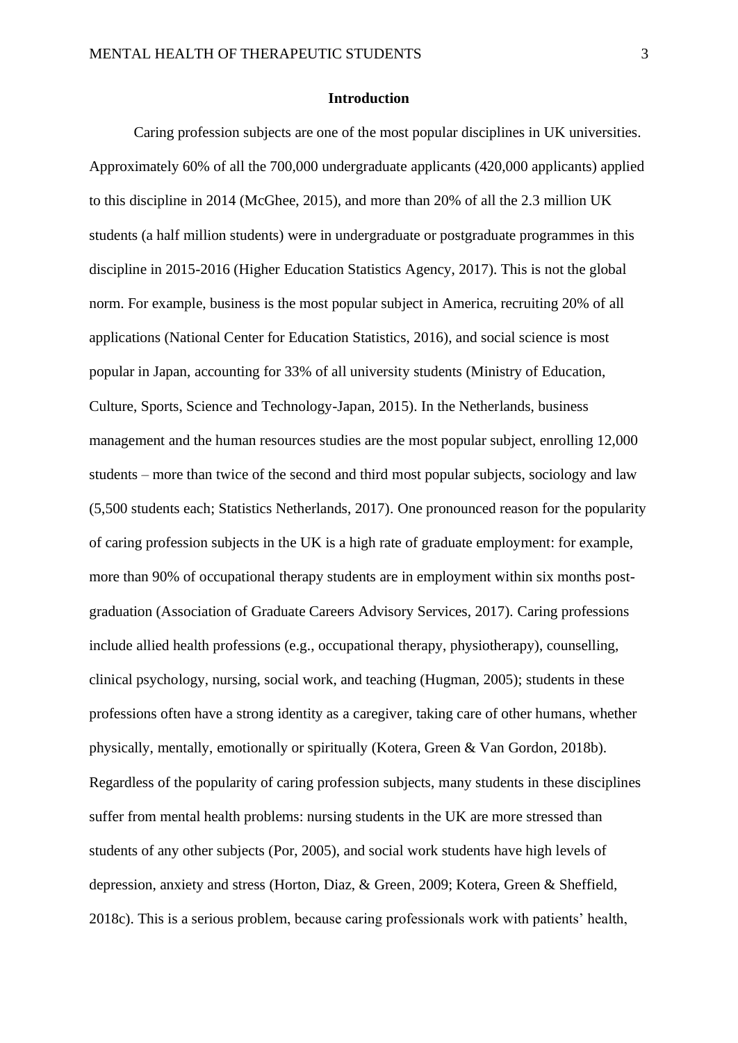## Introduction

Caring profession subjects are one of the most popular disciplines in UK universities. Approximately 60% of all the 700,000 undergraduate applicants (420,000 applicants) applied to this discipline in 2014 (McGhee, 2015), and more than 20% of all the 2.3 million UK students (a half million students) were in undergraduate or postgraduate programmes in this discipline in 2015-2016 (Higher Education Statistics Agency, 2017). This is not the global norm. For example, business is the most popular subject in America, recruiting 20% of all applications (National Center for Education Statistics, 2016), and social science is most popular in Japan, accounting for 33% of all university students (Ministry of Education, Culture, Sports, Science and Technology-Japan, 2015). In the Netherlands, business management and the human resources studies are the most popular subject, enrolling 12,000 students – more than twice of the second and third most popular subjects, sociology and law (5,500 students each; Statistics Netherlands, 2017). One pronounced reason for the popularity of caring profession subjects in the UK is a high rate of graduate employment: for example, more than 90% of occupational therapy students are in employment within six months post-graduation (Association of Graduate Careers Advisory Services, 2017). Caring professions include allied health professions (e.g., occupational therapy, physiotherapy), counselling, clinical psychology, nursing, social work, and teaching (Hugman, 2005); students in these professions often have a strong identity as a caregiver, taking care of other humans, whether physically, mentally, emotionally or spiritually (Kotera, Green & Van Gordon, 2018b). Regardless of the popularity of caring profession subjects, many students in these disciplines suffer from mental health problems: nursing students in the UK are more stressed than students of any other subjects (Por, 2005), and social work students have high levels of depression, anxiety and stress (Horton, Diaz, & Green, 2009; Kotera, Green & Sheffield, 2018c). This is a serious problem, because caring professionals work with patients' health,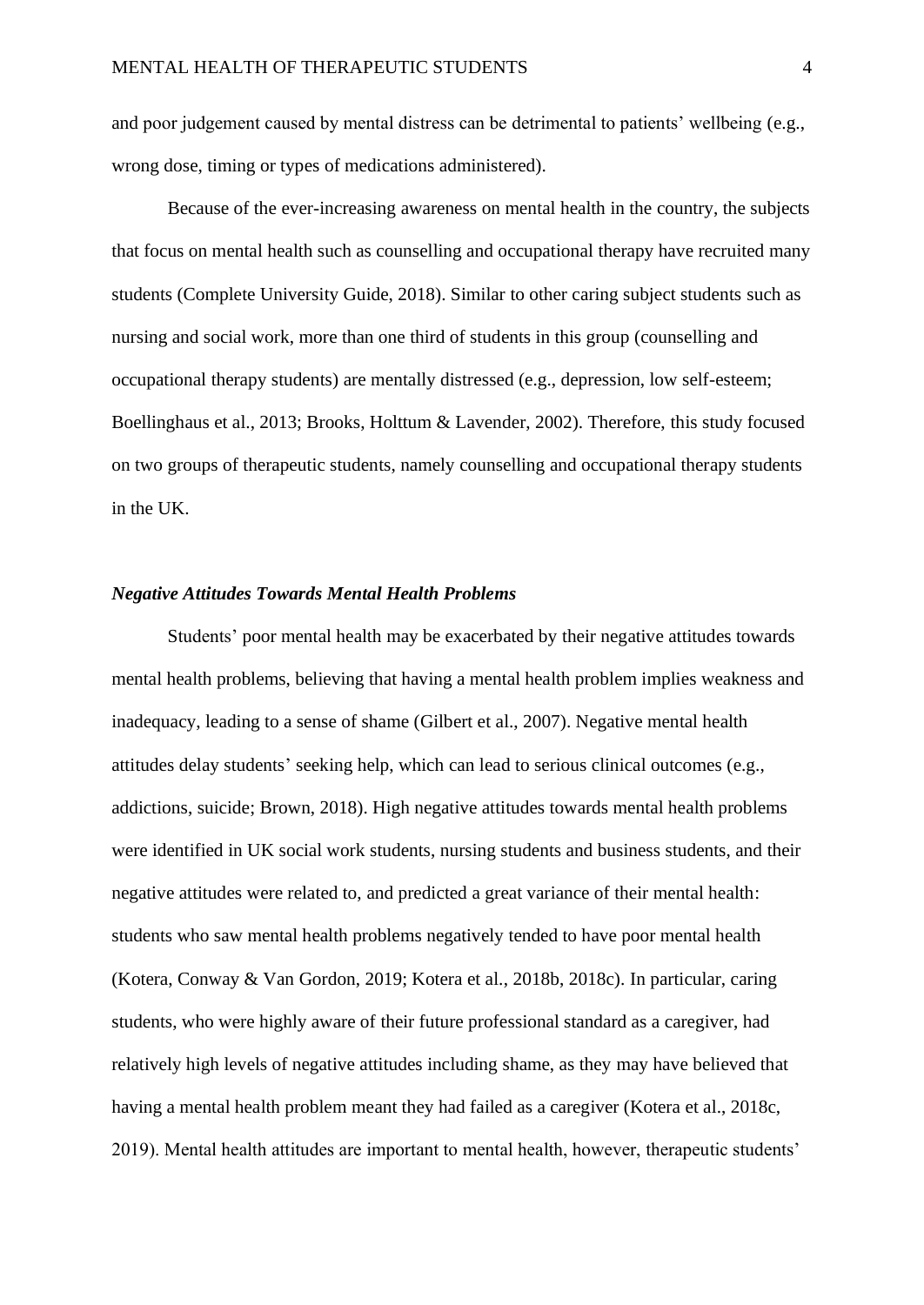and poor judgement caused by mental distress can be detrimental to patients' wellbeing (e.g., wrong dose, timing or types of medications administered).

Because of the ever-increasing awareness on mental health in the country, the subjects that focus on mental health such as counselling and occupational therapy have recruited many students (Complete University Guide, 2018). Similar to other caring subject students such as nursing and social work, more than one third of students in this group (counselling and occupational therapy students) are mentally distressed (e.g., depression, low self-esteem; Boellinghaus et al., 2013; Brooks, Holttum & Lavender, 2002). Therefore, this study focused on two groups of therapeutic students, namely counselling and occupational therapy students in the UK.

### *Negative Attitudes Towards Mental Health Problems*

Students' poor mental health may be exacerbated by their negative attitudes towards mental health problems, believing that having a mental health problem implies weakness and inadequacy, leading to a sense of shame (Gilbert et al., 2007). Negative mental health attitudes delay students' seeking help, which can lead to serious clinical outcomes (e.g., addictions, suicide; Brown, 2018). High negative attitudes towards mental health problems were identified in UK social work students, nursing students and business students, and their negative attitudes were related to, and predicted a great variance of their mental health: students who saw mental health problems negatively tended to have poor mental health (Kotera, Conway & Van Gordon, 2019; Kotera et al., 2018b, 2018c). In particular, caring students, who were highly aware of their future professional standard as a caregiver, had relatively high levels of negative attitudes including shame, as they may have believed that having a mental health problem meant they had failed as a caregiver (Kotera et al., 2018c, 2019). Mental health attitudes are important to mental health, however, therapeutic students'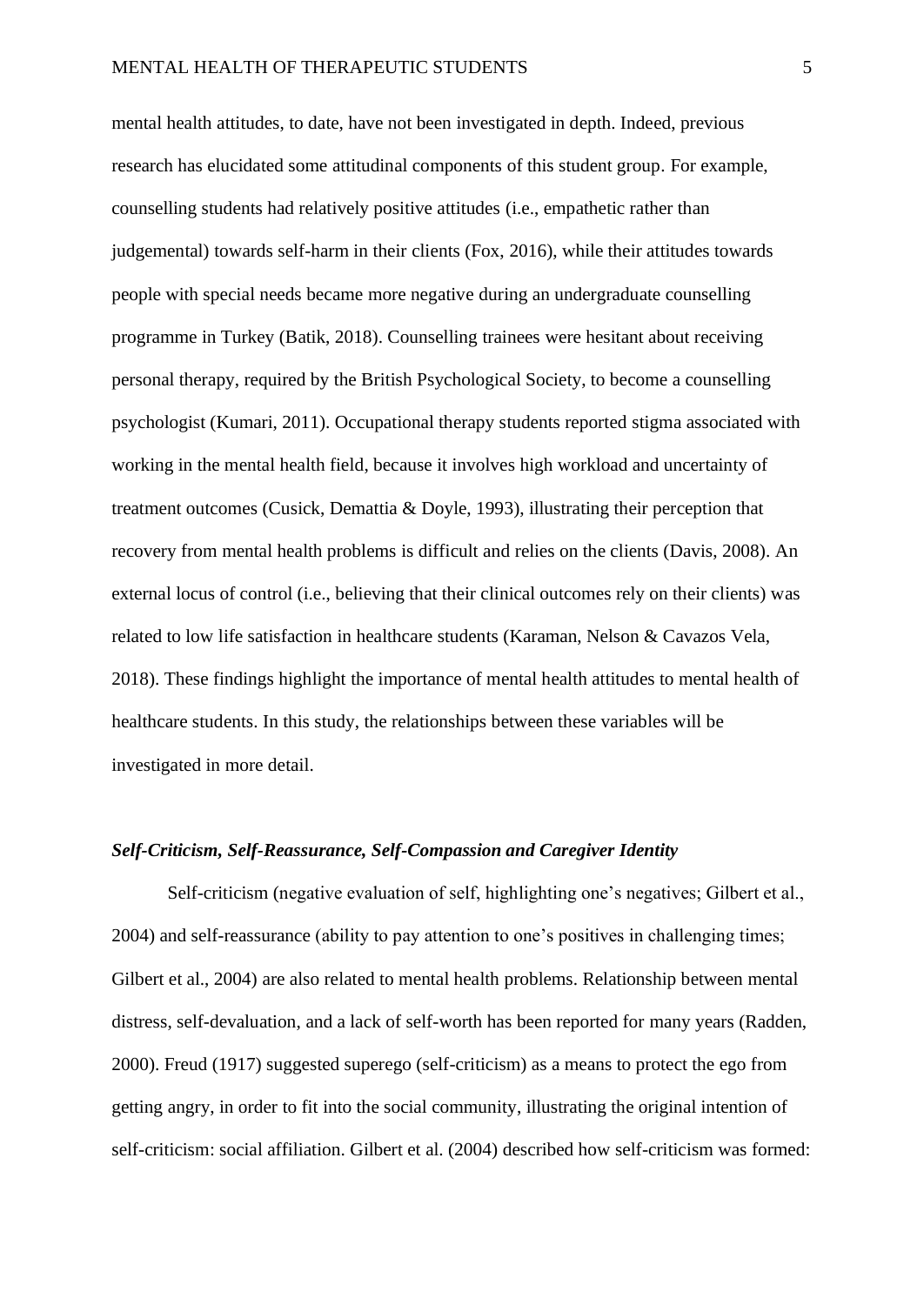mental health attitudes, to date, have not been investigated in depth. Indeed, previous research has elucidated some attitudinal components of this student group. For example, counselling students had relatively positive attitudes (i.e., empathetic rather than judgemental) towards self-harm in their clients (Fox, 2016), while their attitudes towards people with special needs became more negative during an undergraduate counselling programme in Turkey (Batik, 2018). Counselling trainees were hesitant about receiving personal therapy, required by the British Psychological Society, to become a counselling psychologist (Kumari, 2011). Occupational therapy students reported stigma associated with working in the mental health field, because it involves high workload and uncertainty of treatment outcomes (Cusick, Demattia & Doyle, 1993), illustrating their perception that recovery from mental health problems is difficult and relies on the clients (Davis, 2008). An external locus of control (i.e., believing that their clinical outcomes rely on their clients) was related to low life satisfaction in healthcare students (Karaman, Nelson & Cavazos Vela, 2018). These findings highlight the importance of mental health attitudes to mental health of healthcare students. In this study, the relationships between these variables will be investigated in more detail.

### *Self-Criticism, Self-Reassurance, Self-Compassion and Caregiver Identity*

Self-criticism (negative evaluation of self, highlighting one's negatives; Gilbert et al., 2004) and self-reassurance (ability to pay attention to one's positives in challenging times; Gilbert et al., 2004) are also related to mental health problems. Relationship between mental distress, self-devaluation, and a lack of self-worth has been reported for many years (Radden, 2000). Freud (1917) suggested superego (self-criticism) as a means to protect the ego from getting angry, in order to fit into the social community, illustrating the original intention of self-criticism: social affiliation. Gilbert et al. (2004) described how self-criticism was formed: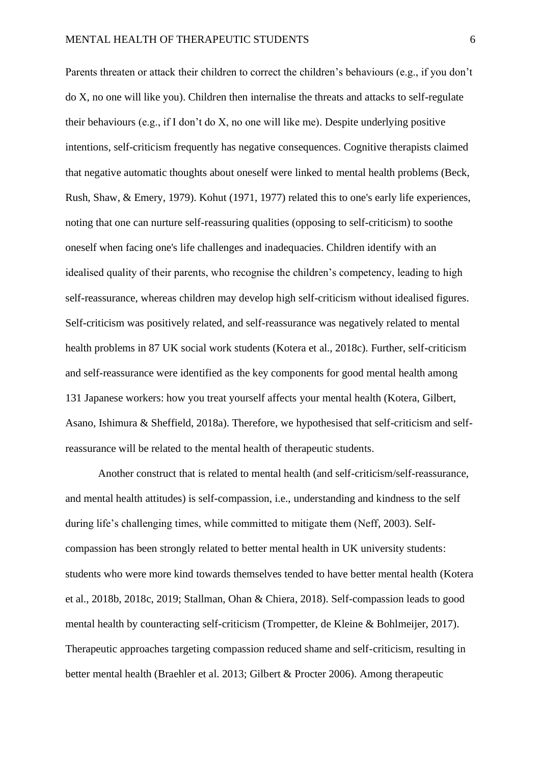Parents threaten or attack their children to correct the children's behaviours (e.g., if you don't do X, no one will like you). Children then internalise the threats and attacks to self-regulate their behaviours (e.g., if I don't do X, no one will like me). Despite underlying positive intentions, self-criticism frequently has negative consequences. Cognitive therapists claimed that negative automatic thoughts about oneself were linked to mental health problems (Beck, Rush, Shaw, & Emery, 1979). Kohut (1971, 1977) related this to one's early life experiences, noting that one can nurture self-reassuring qualities (opposing to self-criticism) to soothe oneself when facing one's life challenges and inadequacies. Children identify with an idealised quality of their parents, who recognise the children's competency, leading to high self-reassurance, whereas children may develop high self-criticism without idealised figures. Self-criticism was positively related, and self-reassurance was negatively related to mental health problems in 87 UK social work students (Kotera et al., 2018c). Further, self-criticism and self-reassurance were identified as the key components for good mental health among 131 Japanese workers: how you treat yourself affects your mental health (Kotera, Gilbert, Asano, Ishimura & Sheffield, 2018a). Therefore, we hypothesised that self-criticism and self-reassurance will be related to the mental health of therapeutic students.

Another construct that is related to mental health (and self-criticism/self-reassurance, and mental health attitudes) is self-compassion, i.e., understanding and kindness to the self during life's challenging times, while committed to mitigate them (Neff, 2003). Self-compassion has been strongly related to better mental health in UK university students: students who were more kind towards themselves tended to have better mental health (Kotera et al., 2018b, 2018c, 2019; Stallman, Ohan & Chiera, 2018). Self-compassion leads to good mental health by counteracting self-criticism (Trompetter, de Kleine & Bohlmeijer, 2017). Therapeutic approaches targeting compassion reduced shame and self-criticism, resulting in better mental health (Braehler et al. 2013; Gilbert & Procter 2006). Among therapeutic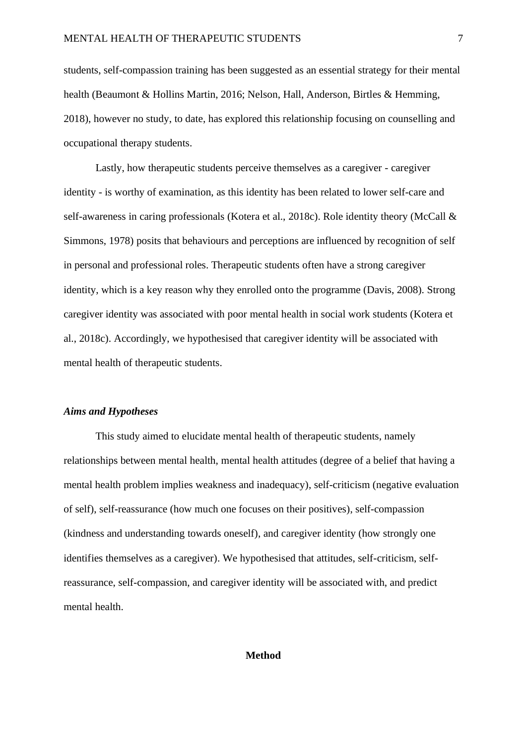students, self-compassion training has been suggested as an essential strategy for their mental health (Beaumont & Hollins Martin, 2016; Nelson, Hall, Anderson, Birtles & Hemming, 2018), however no study, to date, has explored this relationship focusing on counselling and occupational therapy students.

Lastly, how therapeutic students perceive themselves as a caregiver - caregiver identity - is worthy of examination, as this identity has been related to lower self-care and self-awareness in caring professionals (Kotera et al., 2018c). Role identity theory (McCall & Simmons, 1978) posits that behaviours and perceptions are influenced by recognition of self in personal and professional roles. Therapeutic students often have a strong caregiver identity, which is a key reason why they enrolled onto the programme (Davis, 2008). Strong caregiver identity was associated with poor mental health in social work students (Kotera et al., 2018c). Accordingly, we hypothesised that caregiver identity will be associated with mental health of therapeutic students.

### *Aims and Hypotheses*

This study aimed to elucidate mental health of therapeutic students, namely relationships between mental health, mental health attitudes (degree of a belief that having a mental health problem implies weakness and inadequacy), self-criticism (negative evaluation of self), self-reassurance (how much one focuses on their positives), self-compassion (kindness and understanding towards oneself), and caregiver identity (how strongly one identifies themselves as a caregiver). We hypothesised that attitudes, self-criticism, self-reassurance, self-compassion, and caregiver identity will be associated with, and predict mental health.

## Method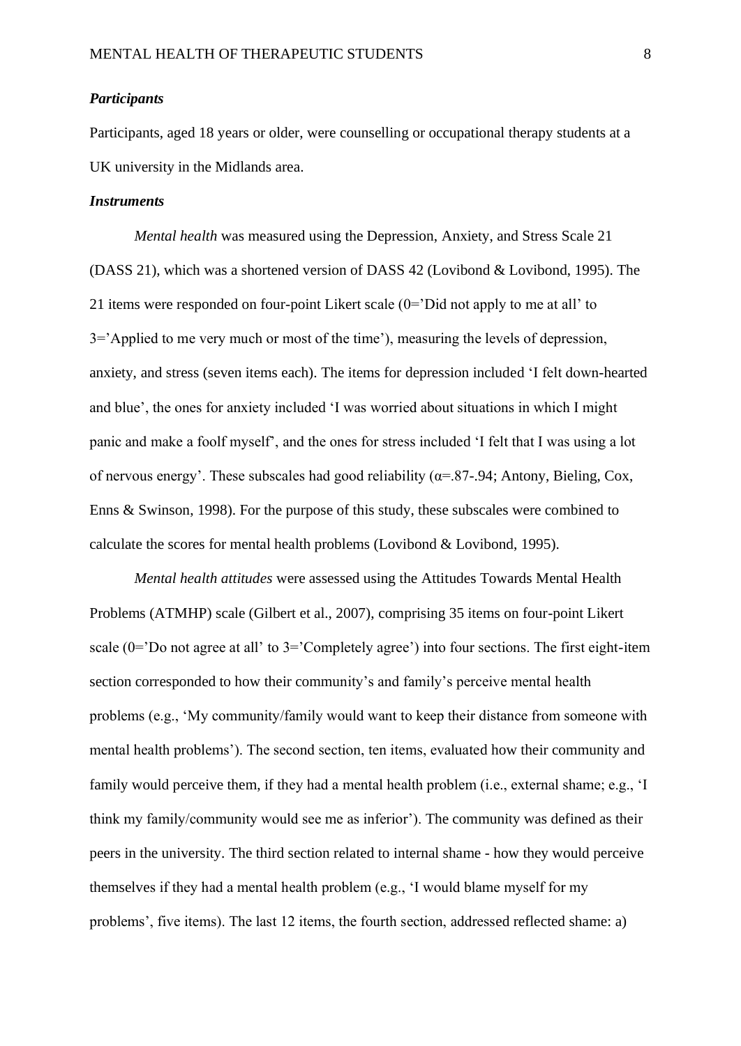### *Participants*

Participants, aged 18 years or older, were counselling or occupational therapy students at a UK university in the Midlands area.

### *Instruments*

*Mental health* was measured using the Depression, Anxiety, and Stress Scale 21 (DASS 21), which was a shortened version of DASS 42 (Lovibond & Lovibond, 1995). The 21 items were responded on four-point Likert scale (0='Did not apply to me at all' to 3='Applied to me very much or most of the time'), measuring the levels of depression, anxiety, and stress (seven items each). The items for depression included 'I felt down-hearted and blue', the ones for anxiety included 'I was worried about situations in which I might panic and make a foolf myself', and the ones for stress included 'I felt that I was using a lot of nervous energy'. These subscales had good reliability ($\alpha$=.87-.94; Antony, Bieling, Cox, Enns & Swinson, 1998). For the purpose of this study, these subscales were combined to calculate the scores for mental health problems (Lovibond & Lovibond, 1995).

*Mental health attitudes* were assessed using the Attitudes Towards Mental Health Problems (ATMHP) scale (Gilbert et al., 2007), comprising 35 items on four-point Likert scale (0='Do not agree at all' to 3='Completely agree') into four sections. The first eight-item section corresponded to how their community's and family's perceive mental health problems (e.g., 'My community/family would want to keep their distance from someone with mental health problems'). The second section, ten items, evaluated how their community and family would perceive them, if they had a mental health problem (i.e., external shame; e.g., 'I think my family/community would see me as inferior'). The community was defined as their peers in the university. The third section related to internal shame - how they would perceive themselves if they had a mental health problem (e.g., 'I would blame myself for my problems', five items). The last 12 items, the fourth section, addressed reflected shame: a)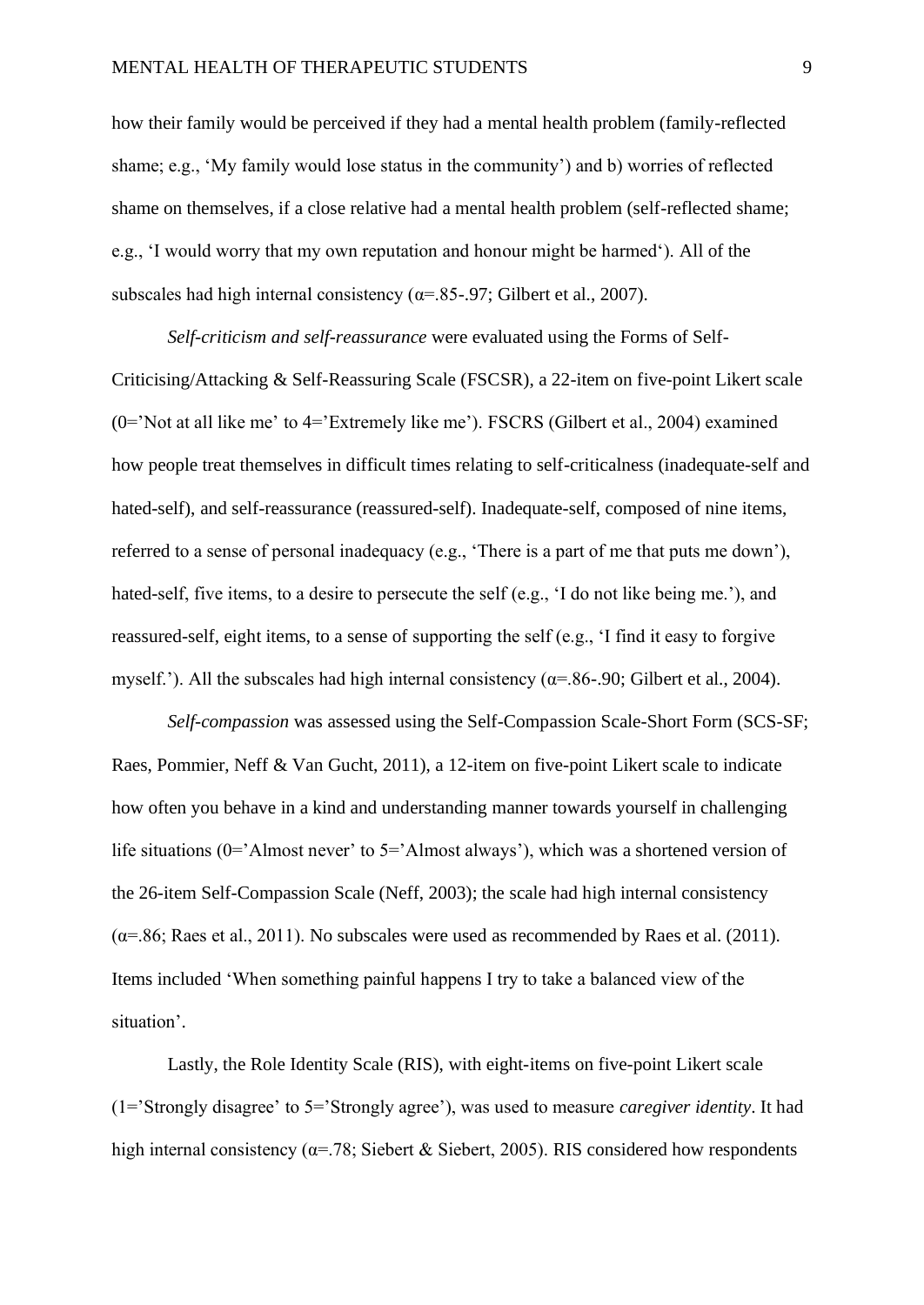how their family would be perceived if they had a mental health problem (family-reflected shame; e.g., 'My family would lose status in the community') and b) worries of reflected shame on themselves, if a close relative had a mental health problem (self-reflected shame; e.g., 'I would worry that my own reputation and honour might be harmed'). All of the subscales had high internal consistency (α=.85-.97; Gilbert et al., 2007).

*Self-criticism and self-reassurance* were evaluated using the Forms of Self-Criticising/Attacking & Self-Reassuring Scale (FSCSR), a 22-item on five-point Likert scale (0='Not at all like me' to 4='Extremely like me'). FSCRS (Gilbert et al., 2004) examined how people treat themselves in difficult times relating to self-criticalness (inadequate-self and hated-self), and self-reassurance (reassured-self). Inadequate-self, composed of nine items, referred to a sense of personal inadequacy (e.g., 'There is a part of me that puts me down'), hated-self, five items, to a desire to persecute the self (e.g., 'I do not like being me.'), and reassured-self, eight items, to a sense of supporting the self (e.g., 'I find it easy to forgive myself.'). All the subscales had high internal consistency (α=.86-.90; Gilbert et al., 2004).

*Self-compassion* was assessed using the Self-Compassion Scale-Short Form (SCS-SF; Raes, Pommier, Neff & Van Gucht, 2011), a 12-item on five-point Likert scale to indicate how often you behave in a kind and understanding manner towards yourself in challenging life situations (0='Almost never' to 5='Almost always'), which was a shortened version of the 26-item Self-Compassion Scale (Neff, 2003); the scale had high internal consistency (α=.86; Raes et al., 2011). No subscales were used as recommended by Raes et al. (2011). Items included 'When something painful happens I try to take a balanced view of the situation'.

Lastly, the Role Identity Scale (RIS), with eight-items on five-point Likert scale (1='Strongly disagree' to 5='Strongly agree'), was used to measure *caregiver identity*. It had high internal consistency (α=.78; Siebert & Siebert, 2005). RIS considered how respondents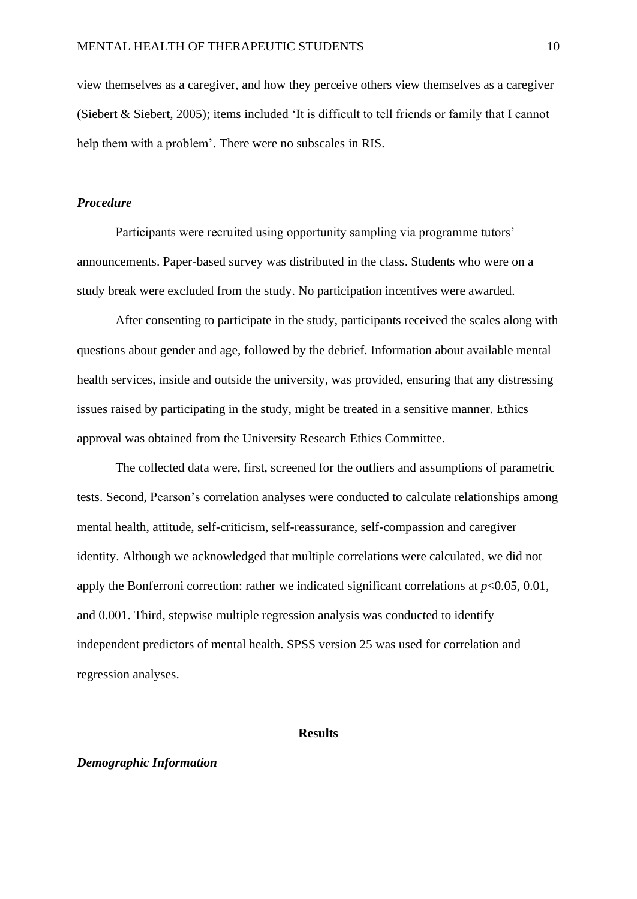view themselves as a caregiver, and how they perceive others view themselves as a caregiver (Siebert & Siebert, 2005); items included 'It is difficult to tell friends or family that I cannot help them with a problem'. There were no subscales in RIS.

### *Procedure*

Participants were recruited using opportunity sampling via programme tutors' announcements. Paper-based survey was distributed in the class. Students who were on a study break were excluded from the study. No participation incentives were awarded.

After consenting to participate in the study, participants received the scales along with questions about gender and age, followed by the debrief. Information about available mental health services, inside and outside the university, was provided, ensuring that any distressing issues raised by participating in the study, might be treated in a sensitive manner. Ethics approval was obtained from the University Research Ethics Committee.

The collected data were, first, screened for the outliers and assumptions of parametric tests. Second, Pearson's correlation analyses were conducted to calculate relationships among mental health, attitude, self-criticism, self-reassurance, self-compassion and caregiver identity. Although we acknowledged that multiple correlations were calculated, we did not apply the Bonferroni correction: rather we indicated significant correlations at $p<0.05$, 0.01, and 0.001. Third, stepwise multiple regression analysis was conducted to identify independent predictors of mental health. SPSS version 25 was used for correlation and regression analyses.

## Results

### *Demographic Information*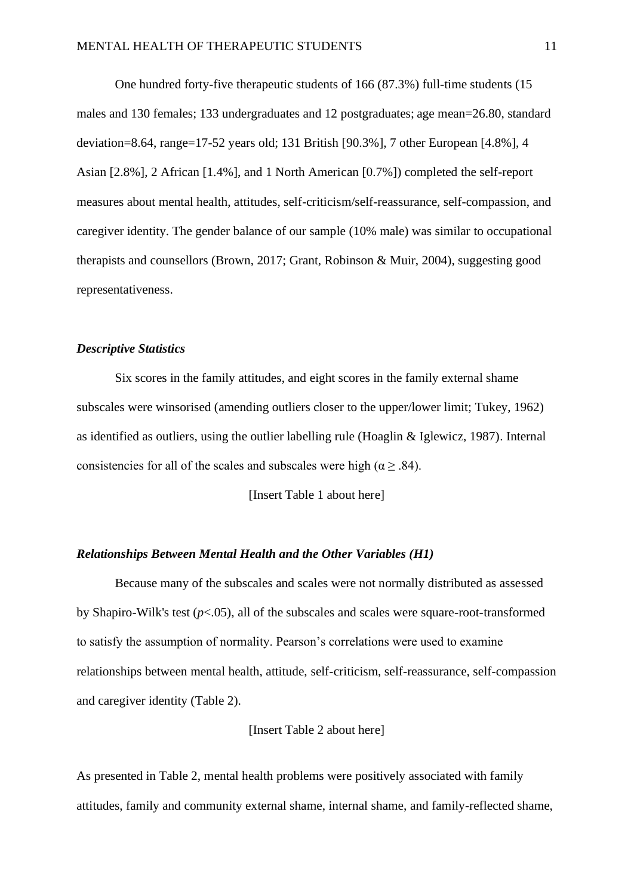One hundred forty-five therapeutic students of 166 (87.3%) full-time students (15 males and 130 females; 133 undergraduates and 12 postgraduates; age mean=26.80, standard deviation=8.64, range=17-52 years old; 131 British [90.3%], 7 other European [4.8%], 4 Asian [2.8%], 2 African [1.4%], and 1 North American [0.7%]) completed the self-report measures about mental health, attitudes, self-criticism/self-reassurance, self-compassion, and caregiver identity. The gender balance of our sample (10% male) was similar to occupational therapists and counsellors (Brown, 2017; Grant, Robinson & Muir, 2004), suggesting good representativeness.

### *Descriptive Statistics*

Six scores in the family attitudes, and eight scores in the family external shame subscales were winsorised (amending outliers closer to the upper/lower limit; Tukey, 1962) as identified as outliers, using the outlier labelling rule (Hoaglin & Iglewicz, 1987). Internal consistencies for all of the scales and subscales were high ($\alpha \geq .84$).

[Insert Table 1 about here]

### *Relationships Between Mental Health and the Other Variables (H1)*

Because many of the subscales and scales were not normally distributed as assessed by Shapiro-Wilk's test ($p<.05$), all of the subscales and scales were square-root-transformed to satisfy the assumption of normality. Pearson's correlations were used to examine relationships between mental health, attitude, self-criticism, self-reassurance, self-compassion and caregiver identity (Table 2).

[Insert Table 2 about here]

As presented in Table 2, mental health problems were positively associated with family attitudes, family and community external shame, internal shame, and family-reflected shame,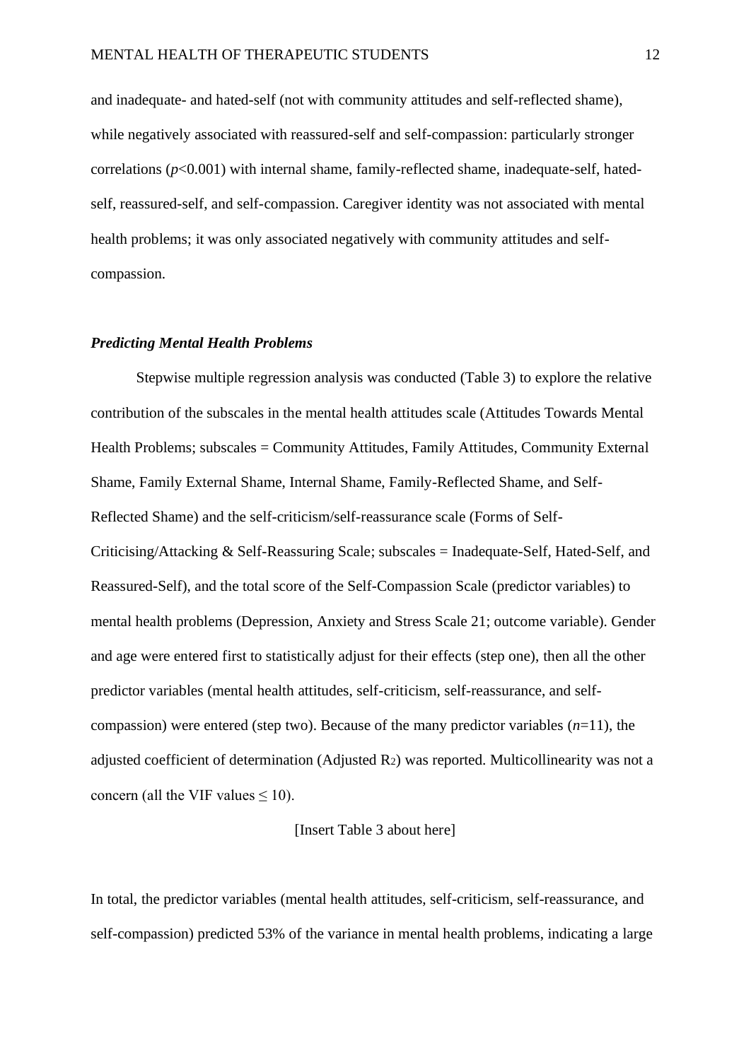and inadequate- and hated-self (not with community attitudes and self-reflected shame), while negatively associated with reassured-self and self-compassion: particularly stronger correlations ($p<0.001$) with internal shame, family-reflected shame, inadequate-self, hated-self, reassured-self, and self-compassion. Caregiver identity was not associated with mental health problems; it was only associated negatively with community attitudes and self-compassion.

### *Predicting Mental Health Problems*

Stepwise multiple regression analysis was conducted (Table 3) to explore the relative contribution of the subscales in the mental health attitudes scale (Attitudes Towards Mental Health Problems; subscales = Community Attitudes, Family Attitudes, Community External Shame, Family External Shame, Internal Shame, Family-Reflected Shame, and Self-Reflected Shame) and the self-criticism/self-reassurance scale (Forms of Self-Criticising/Attacking & Self-Reassuring Scale; subscales = Inadequate-Self, Hated-Self, and Reassured-Self), and the total score of the Self-Compassion Scale (predictor variables) to mental health problems (Depression, Anxiety and Stress Scale 21; outcome variable). Gender and age were entered first to statistically adjust for their effects (step one), then all the other predictor variables (mental health attitudes, self-criticism, self-reassurance, and self-compassion) were entered (step two). Because of the many predictor variables ($n$=11), the adjusted coefficient of determination (Adjusted $R_2$) was reported. Multicollinearity was not a concern (all the VIF values $\leq 10$).

[Insert Table 3 about here]

In total, the predictor variables (mental health attitudes, self-criticism, self-reassurance, and self-compassion) predicted 53% of the variance in mental health problems, indicating a large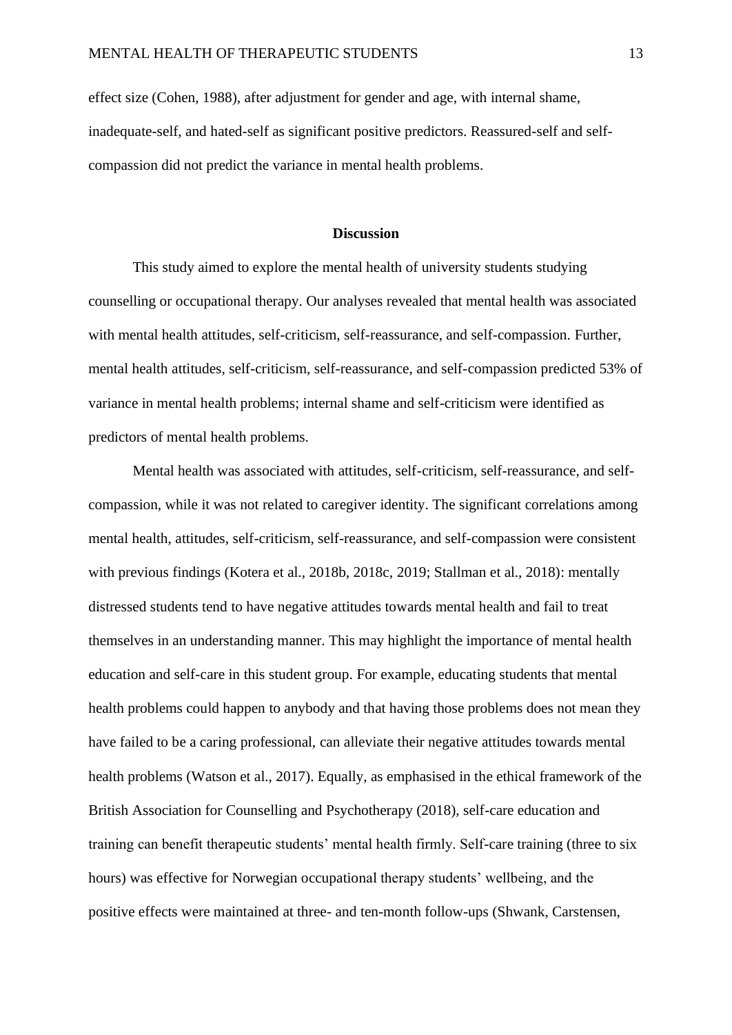effect size (Cohen, 1988), after adjustment for gender and age, with internal shame, inadequate-self, and hated-self as significant positive predictors. Reassured-self and self-compassion did not predict the variance in mental health problems.

## Discussion

This study aimed to explore the mental health of university students studying counselling or occupational therapy. Our analyses revealed that mental health was associated with mental health attitudes, self-criticism, self-reassurance, and self-compassion. Further, mental health attitudes, self-criticism, self-reassurance, and self-compassion predicted 53% of variance in mental health problems; internal shame and self-criticism were identified as predictors of mental health problems.

Mental health was associated with attitudes, self-criticism, self-reassurance, and self-compassion, while it was not related to caregiver identity. The significant correlations among mental health, attitudes, self-criticism, self-reassurance, and self-compassion were consistent with previous findings (Kotera et al., 2018b, 2018c, 2019; Stallman et al., 2018): mentally distressed students tend to have negative attitudes towards mental health and fail to treat themselves in an understanding manner. This may highlight the importance of mental health education and self-care in this student group. For example, educating students that mental health problems could happen to anybody and that having those problems does not mean they have failed to be a caring professional, can alleviate their negative attitudes towards mental health problems (Watson et al., 2017). Equally, as emphasised in the ethical framework of the British Association for Counselling and Psychotherapy (2018), self-care education and training can benefit therapeutic students' mental health firmly. Self-care training (three to six hours) was effective for Norwegian occupational therapy students' wellbeing, and the positive effects were maintained at three- and ten-month follow-ups (Shwank, Carstensen,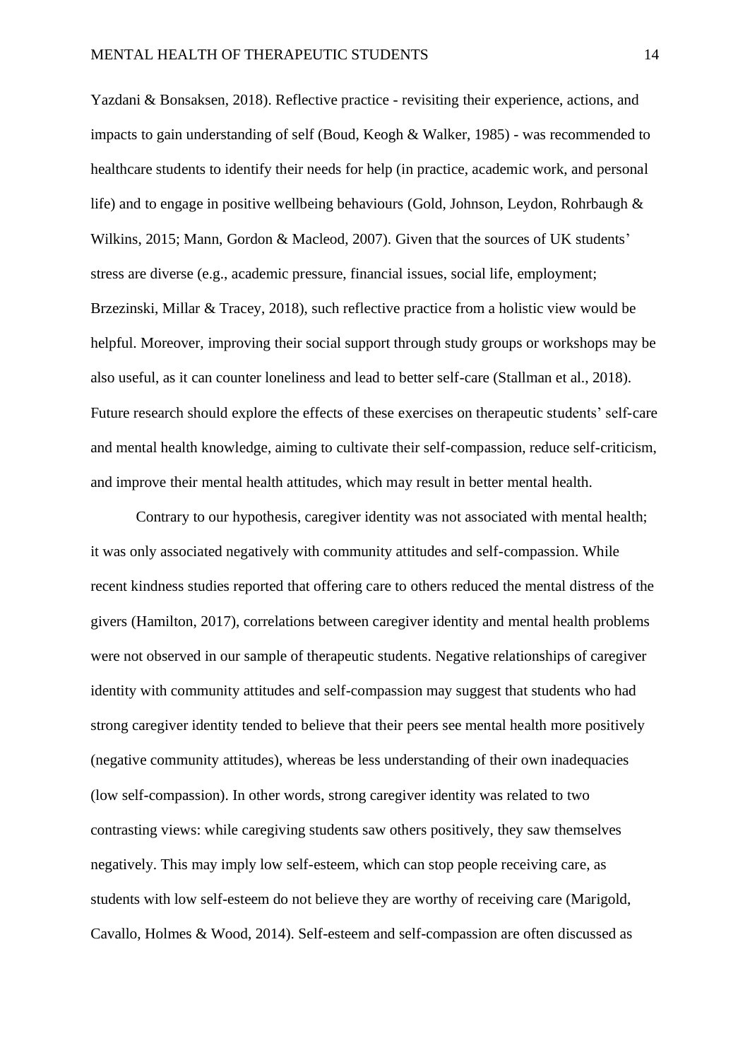Yazdani & Bonsaksen, 2018). Reflective practice - revisiting their experience, actions, and impacts to gain understanding of self (Boud, Keogh & Walker, 1985) - was recommended to healthcare students to identify their needs for help (in practice, academic work, and personal life) and to engage in positive wellbeing behaviours (Gold, Johnson, Leydon, Rohrbaugh & Wilkins, 2015; Mann, Gordon & Macleod, 2007). Given that the sources of UK students' stress are diverse (e.g., academic pressure, financial issues, social life, employment; Brzezinski, Millar & Tracey, 2018), such reflective practice from a holistic view would be helpful. Moreover, improving their social support through study groups or workshops may be also useful, as it can counter loneliness and lead to better self-care (Stallman et al., 2018). Future research should explore the effects of these exercises on therapeutic students' self-care and mental health knowledge, aiming to cultivate their self-compassion, reduce self-criticism, and improve their mental health attitudes, which may result in better mental health.

Contrary to our hypothesis, caregiver identity was not associated with mental health; it was only associated negatively with community attitudes and self-compassion. While recent kindness studies reported that offering care to others reduced the mental distress of the givers (Hamilton, 2017), correlations between caregiver identity and mental health problems were not observed in our sample of therapeutic students. Negative relationships of caregiver identity with community attitudes and self-compassion may suggest that students who had strong caregiver identity tended to believe that their peers see mental health more positively (negative community attitudes), whereas be less understanding of their own inadequacies (low self-compassion). In other words, strong caregiver identity was related to two contrasting views: while caregiving students saw others positively, they saw themselves negatively. This may imply low self-esteem, which can stop people receiving care, as students with low self-esteem do not believe they are worthy of receiving care (Marigold, Cavallo, Holmes & Wood, 2014). Self-esteem and self-compassion are often discussed as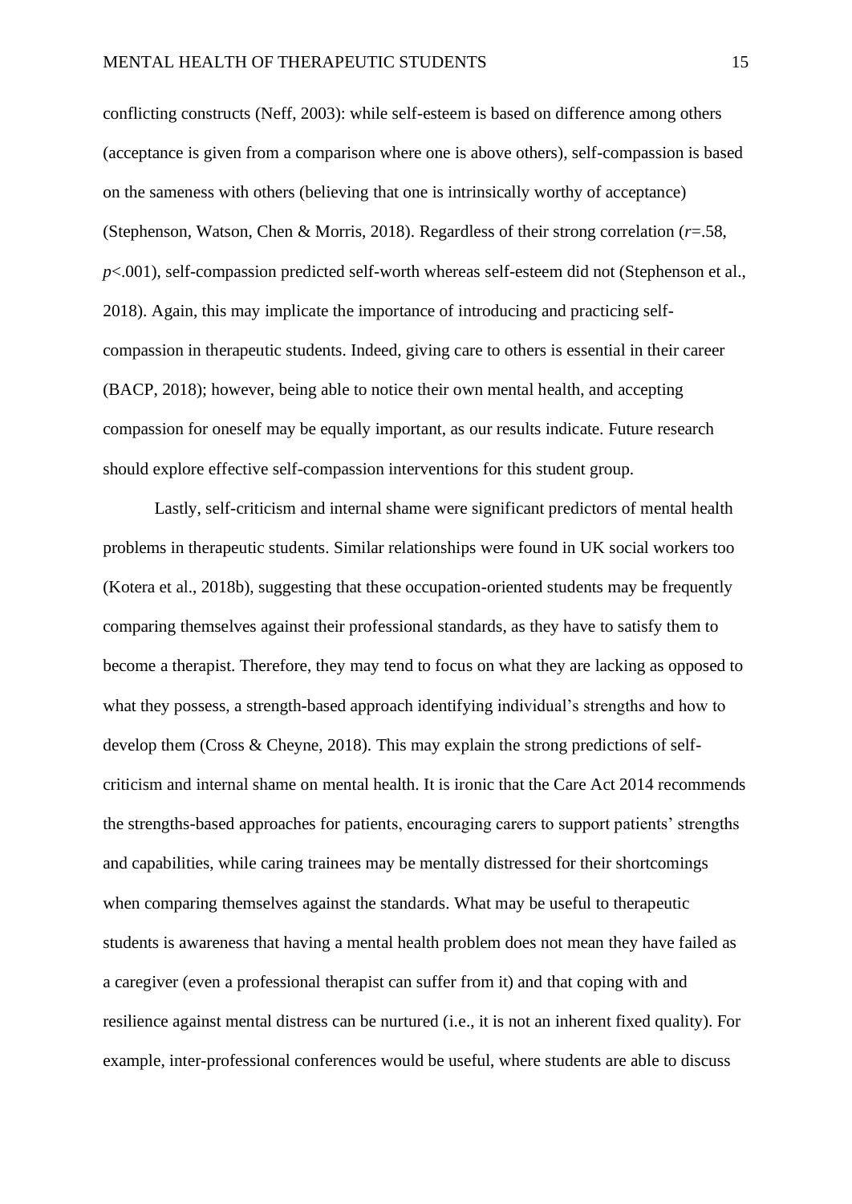conflicting constructs (Neff, 2003): while self-esteem is based on difference among others (acceptance is given from a comparison where one is above others), self-compassion is based on the sameness with others (believing that one is intrinsically worthy of acceptance) (Stephenson, Watson, Chen & Morris, 2018). Regardless of their strong correlation ($r$=.58, $p$<.001), self-compassion predicted self-worth whereas self-esteem did not (Stephenson et al., 2018). Again, this may implicate the importance of introducing and practicing self-compassion in therapeutic students. Indeed, giving care to others is essential in their career (BACP, 2018); however, being able to notice their own mental health, and accepting compassion for oneself may be equally important, as our results indicate. Future research should explore effective self-compassion interventions for this student group.

Lastly, self-criticism and internal shame were significant predictors of mental health problems in therapeutic students. Similar relationships were found in UK social workers too (Kotera et al., 2018b), suggesting that these occupation-oriented students may be frequently comparing themselves against their professional standards, as they have to satisfy them to become a therapist. Therefore, they may tend to focus on what they are lacking as opposed to what they possess, a strength-based approach identifying individual's strengths and how to develop them (Cross & Cheyne, 2018). This may explain the strong predictions of self-criticism and internal shame on mental health. It is ironic that the Care Act 2014 recommends the strengths-based approaches for patients, encouraging carers to support patients' strengths and capabilities, while caring trainees may be mentally distressed for their shortcomings when comparing themselves against the standards. What may be useful to therapeutic students is awareness that having a mental health problem does not mean they have failed as a caregiver (even a professional therapist can suffer from it) and that coping with and resilience against mental distress can be nurtured (i.e., it is not an inherent fixed quality). For example, inter-professional conferences would be useful, where students are able to discuss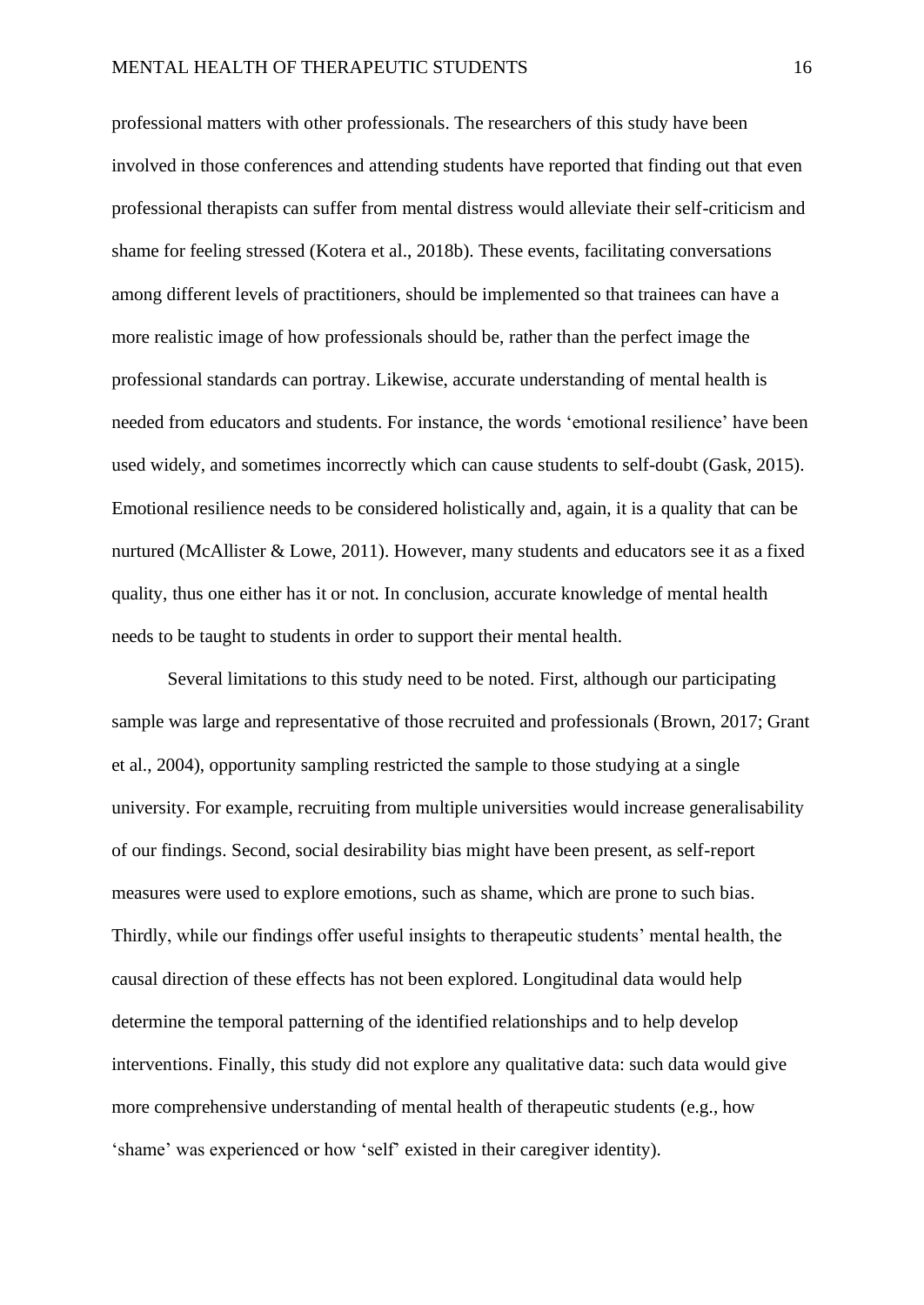professional matters with other professionals. The researchers of this study have been involved in those conferences and attending students have reported that finding out that even professional therapists can suffer from mental distress would alleviate their self-criticism and shame for feeling stressed (Kotera et al., 2018b). These events, facilitating conversations among different levels of practitioners, should be implemented so that trainees can have a more realistic image of how professionals should be, rather than the perfect image the professional standards can portray. Likewise, accurate understanding of mental health is needed from educators and students. For instance, the words 'emotional resilience' have been used widely, and sometimes incorrectly which can cause students to self-doubt (Gask, 2015). Emotional resilience needs to be considered holistically and, again, it is a quality that can be nurtured (McAllister & Lowe, 2011). However, many students and educators see it as a fixed quality, thus one either has it or not. In conclusion, accurate knowledge of mental health needs to be taught to students in order to support their mental health.

Several limitations to this study need to be noted. First, although our participating sample was large and representative of those recruited and professionals (Brown, 2017; Grant et al., 2004), opportunity sampling restricted the sample to those studying at a single university. For example, recruiting from multiple universities would increase generalisability of our findings. Second, social desirability bias might have been present, as self-report measures were used to explore emotions, such as shame, which are prone to such bias. Thirdly, while our findings offer useful insights to therapeutic students' mental health, the causal direction of these effects has not been explored. Longitudinal data would help determine the temporal patterning of the identified relationships and to help develop interventions. Finally, this study did not explore any qualitative data: such data would give more comprehensive understanding of mental health of therapeutic students (e.g., how 'shame' was experienced or how 'self' existed in their caregiver identity).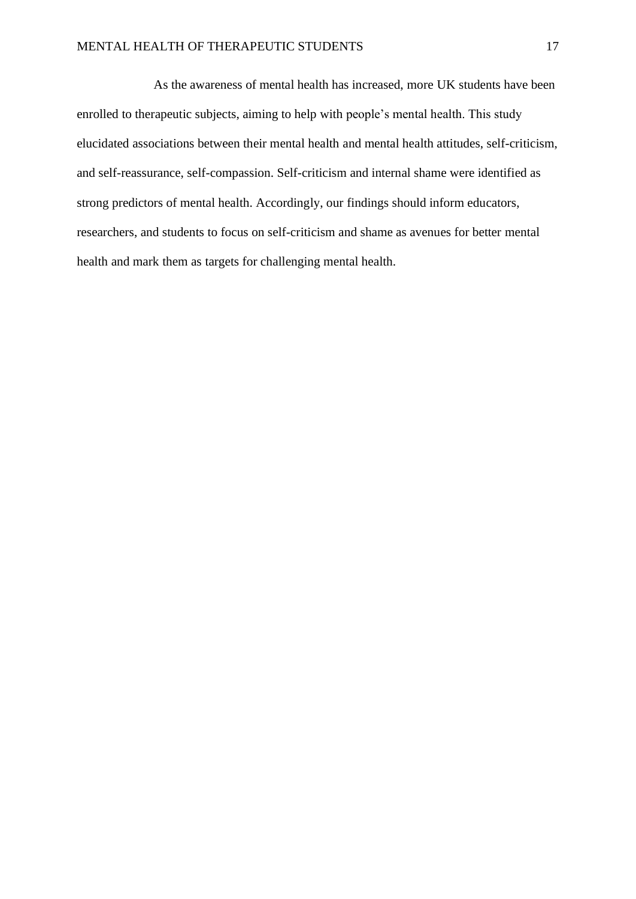As the awareness of mental health has increased, more UK students have been enrolled to therapeutic subjects, aiming to help with people's mental health. This study elucidated associations between their mental health and mental health attitudes, self-criticism, and self-reassurance, self-compassion. Self-criticism and internal shame were identified as strong predictors of mental health. Accordingly, our findings should inform educators, researchers, and students to focus on self-criticism and shame as avenues for better mental health and mark them as targets for challenging mental health.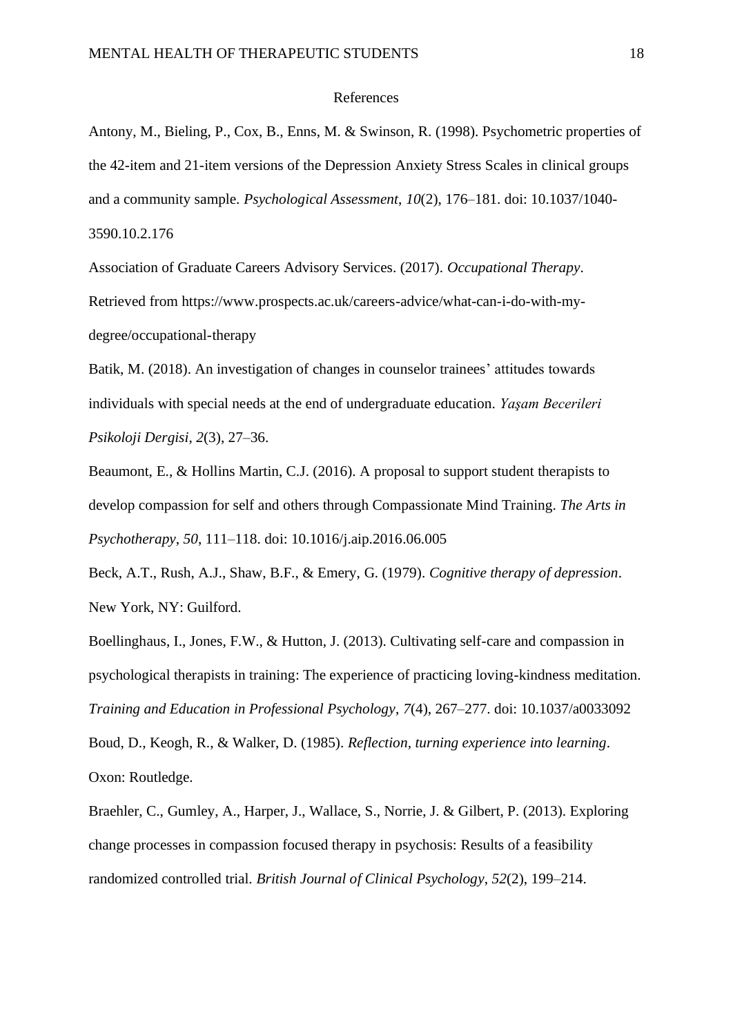# References

Antony, M., Bieling, P., Cox, B., Enns, M. & Swinson, R. (1998). Psychometric properties of the 42-item and 21-item versions of the Depression Anxiety Stress Scales in clinical groups and a community sample. *Psychological Assessment*, *10*(2), 176–181. doi: 10.1037/1040-3590.10.2.176

Association of Graduate Careers Advisory Services. (2017). *Occupational Therapy*. Retrieved from https://www.prospects.ac.uk/careers-advice/what-can-i-do-with-my-degree/occupational-therapy

Batik, M. (2018). An investigation of changes in counselor trainees' attitudes towards individuals with special needs at the end of undergraduate education. *Yaşam Becerileri Psikoloji Dergisi*, *2*(3), 27–36.

Beaumont, E., & Hollins Martin, C.J. (2016). A proposal to support student therapists to develop compassion for self and others through Compassionate Mind Training. *The Arts in Psychotherapy*, *50*, 111–118. doi: 10.1016/j.aip.2016.06.005

Beck, A.T., Rush, A.J., Shaw, B.F., & Emery, G. (1979). *Cognitive therapy of depression*. New York, NY: Guilford.

Boellinghaus, I., Jones, F.W., & Hutton, J. (2013). Cultivating self-care and compassion in psychological therapists in training: The experience of practicing loving-kindness meditation. *Training and Education in Professional Psychology*, *7*(4), 267–277. doi: 10.1037/a0033092

Boud, D., Keogh, R., & Walker, D. (1985). *Reflection, turning experience into learning*. Oxon: Routledge.

Braehler, C., Gumley, A., Harper, J., Wallace, S., Norrie, J. & Gilbert, P. (2013). Exploring change processes in compassion focused therapy in psychosis: Results of a feasibility randomized controlled trial. *British Journal of Clinical Psychology*, *52*(2), 199–214.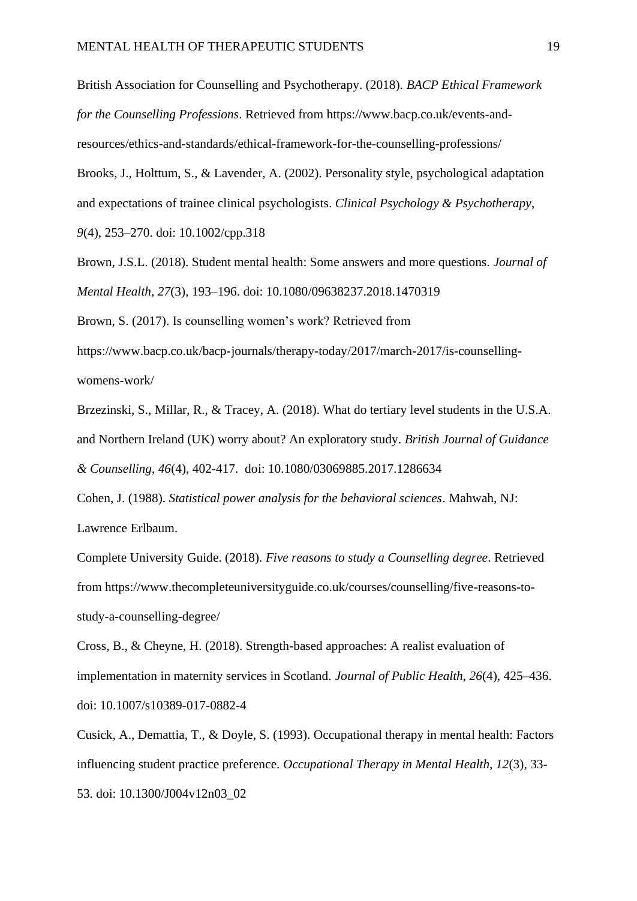British Association for Counselling and Psychotherapy. (2018). *BACP Ethical Framework for the Counselling Professions*. Retrieved from https://www.bacp.co.uk/events-and-resources/ethics-and-standards/ethical-framework-for-the-counselling-professions/

Brooks, J., Holttum, S., & Lavender, A. (2002). Personality style, psychological adaptation and expectations of trainee clinical psychologists. *Clinical Psychology & Psychotherapy*, *9*(4), 253–270. doi: 10.1002/cpp.318

Brown, J.S.L. (2018). Student mental health: Some answers and more questions. *Journal of Mental Health*, *27*(3), 193–196. doi: 10.1080/09638237.2018.1470319

Brown, S. (2017). Is counselling women's work? Retrieved from https://www.bacp.co.uk/bacp-journals/therapy-today/2017/march-2017/is-counselling-womens-work/

Brzezinski, S., Millar, R., & Tracey, A. (2018). What do tertiary level students in the U.S.A. and Northern Ireland (UK) worry about? An exploratory study. *British Journal of Guidance & Counselling*, *46*(4), 402-417. doi: 10.1080/03069885.2017.1286634

Cohen, J. (1988). *Statistical power analysis for the behavioral sciences*. Mahwah, NJ: Lawrence Erlbaum.

Complete University Guide. (2018). *Five reasons to study a Counselling degree*. Retrieved from https://www.thecompleteuniversityguide.co.uk/courses/counselling/five-reasons-to-study-a-counselling-degree/

Cross, B., & Cheyne, H. (2018). Strength-based approaches: A realist evaluation of implementation in maternity services in Scotland. *Journal of Public Health*, *26*(4), 425–436. doi: 10.1007/s10389-017-0882-4

Cusick, A., Demattia, T., & Doyle, S. (1993). Occupational therapy in mental health: Factors influencing student practice preference. *Occupational Therapy in Mental Health*, *12*(3), 33-53. doi: 10.1300/J004v12n03_02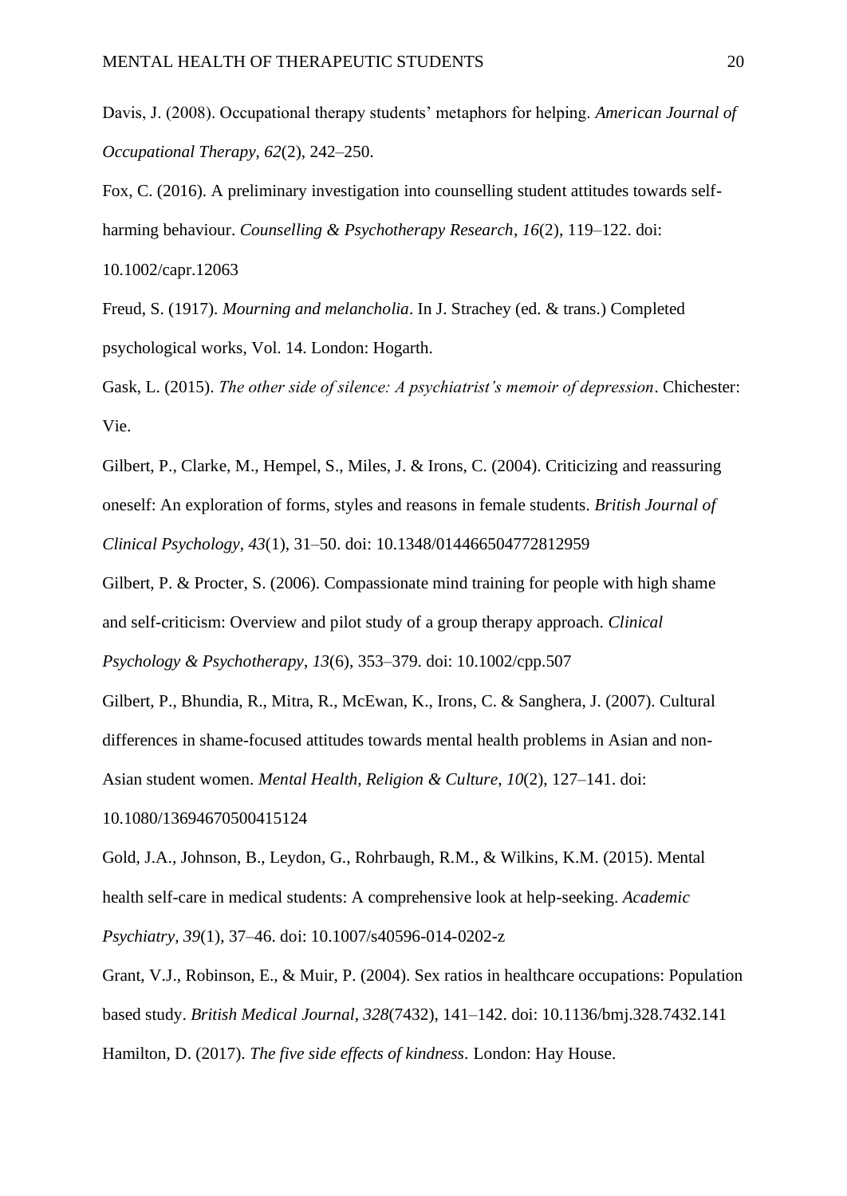Davis, J. (2008). Occupational therapy students' metaphors for helping. *American Journal of Occupational Therapy*, *62*(2), 242–250.

Fox, C. (2016). A preliminary investigation into counselling student attitudes towards self-harming behaviour. *Counselling & Psychotherapy Research*, *16*(2), 119–122. doi: 10.1002/capr.12063

Freud, S. (1917). *Mourning and melancholia*. In J. Strachey (ed. & trans.) Completed psychological works, Vol. 14. London: Hogarth.

Gask, L. (2015). *The other side of silence: A psychiatrist's memoir of depression*. Chichester: Vie.

Gilbert, P., Clarke, M., Hempel, S., Miles, J. & Irons, C. (2004). Criticizing and reassuring oneself: An exploration of forms, styles and reasons in female students. *British Journal of Clinical Psychology*, *43*(1), 31–50. doi: 10.1348/014466504772812959

Gilbert, P. & Procter, S. (2006). Compassionate mind training for people with high shame and self-criticism: Overview and pilot study of a group therapy approach. *Clinical Psychology & Psychotherapy*, *13*(6), 353–379. doi: 10.1002/cpp.507

Gilbert, P., Bhundia, R., Mitra, R., McEwan, K., Irons, C. & Sanghera, J. (2007). Cultural differences in shame-focused attitudes towards mental health problems in Asian and non-Asian student women. *Mental Health, Religion & Culture*, *10*(2), 127–141. doi: 10.1080/13694670500415124

Gold, J.A., Johnson, B., Leydon, G., Rohrbaugh, R.M., & Wilkins, K.M. (2015). Mental health self-care in medical students: A comprehensive look at help-seeking. *Academic Psychiatry*, *39*(1), 37–46. doi: 10.1007/s40596-014-0202-z

Grant, V.J., Robinson, E., & Muir, P. (2004). Sex ratios in healthcare occupations: Population based study. *British Medical Journal*, *328*(7432), 141–142. doi: 10.1136/bmj.328.7432.141

Hamilton, D. (2017). *The five side effects of kindness*. London: Hay House.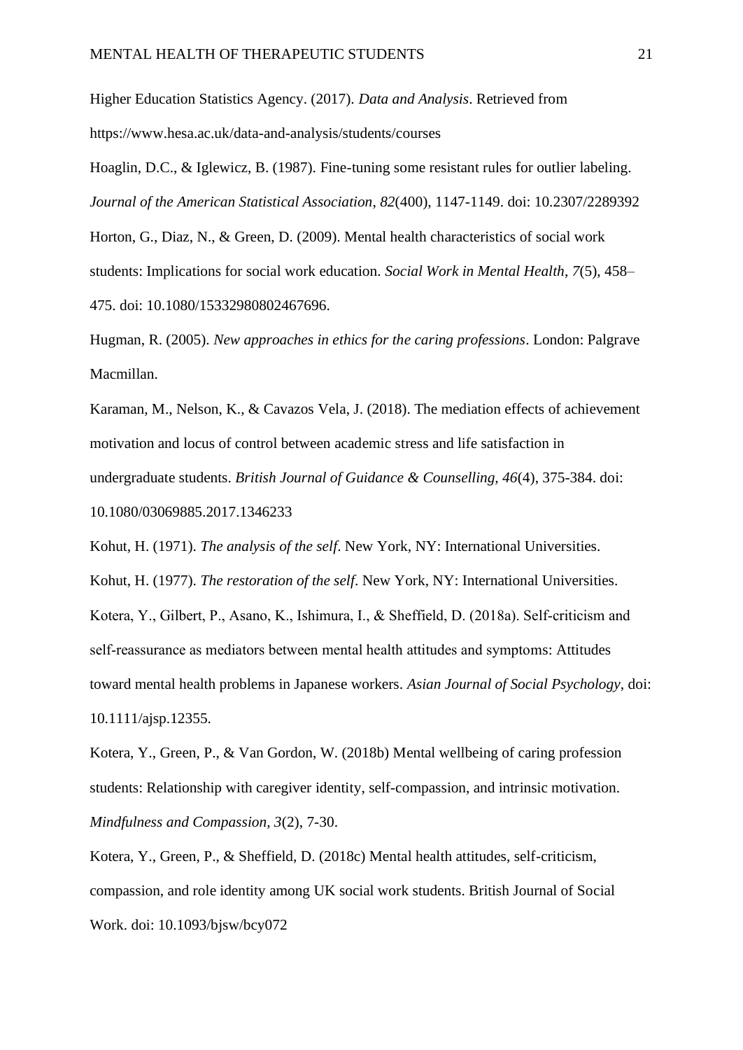Higher Education Statistics Agency. (2017). *Data and Analysis*. Retrieved from https://www.hesa.ac.uk/data-and-analysis/students/courses

Hoaglin, D.C., & Iglewicz, B. (1987). Fine-tuning some resistant rules for outlier labeling. *Journal of the American Statistical Association*, *82*(400), 1147-1149. doi: 10.2307/2289392

Horton, G., Diaz, N., & Green, D. (2009). Mental health characteristics of social work students: Implications for social work education. *Social Work in Mental Health*, *7*(5), 458–475. doi: 10.1080/15332980802467696.

Hugman, R. (2005). *New approaches in ethics for the caring professions*. London: Palgrave Macmillan.

Karaman, M., Nelson, K., & Cavazos Vela, J. (2018). The mediation effects of achievement motivation and locus of control between academic stress and life satisfaction in undergraduate students. *British Journal of Guidance & Counselling, 46*(4), 375-384. doi: 10.1080/03069885.2017.1346233

Kohut, H. (1971). *The analysis of the self*. New York, NY: International Universities.

Kohut, H. (1977). *The restoration of the self*. New York, NY: International Universities.

Kotera, Y., Gilbert, P., Asano, K., Ishimura, I., & Sheffield, D. (2018a). Self-criticism and self-reassurance as mediators between mental health attitudes and symptoms: Attitudes toward mental health problems in Japanese workers. *Asian Journal of Social Psychology*, doi: 10.1111/ajsp.12355.

Kotera, Y., Green, P., & Van Gordon, W. (2018b) Mental wellbeing of caring profession students: Relationship with caregiver identity, self-compassion, and intrinsic motivation. *Mindfulness and Compassion, 3*(2), 7-30.

Kotera, Y., Green, P., & Sheffield, D. (2018c) Mental health attitudes, self-criticism, compassion, and role identity among UK social work students. British Journal of Social Work. doi: 10.1093/bjsw/bcy072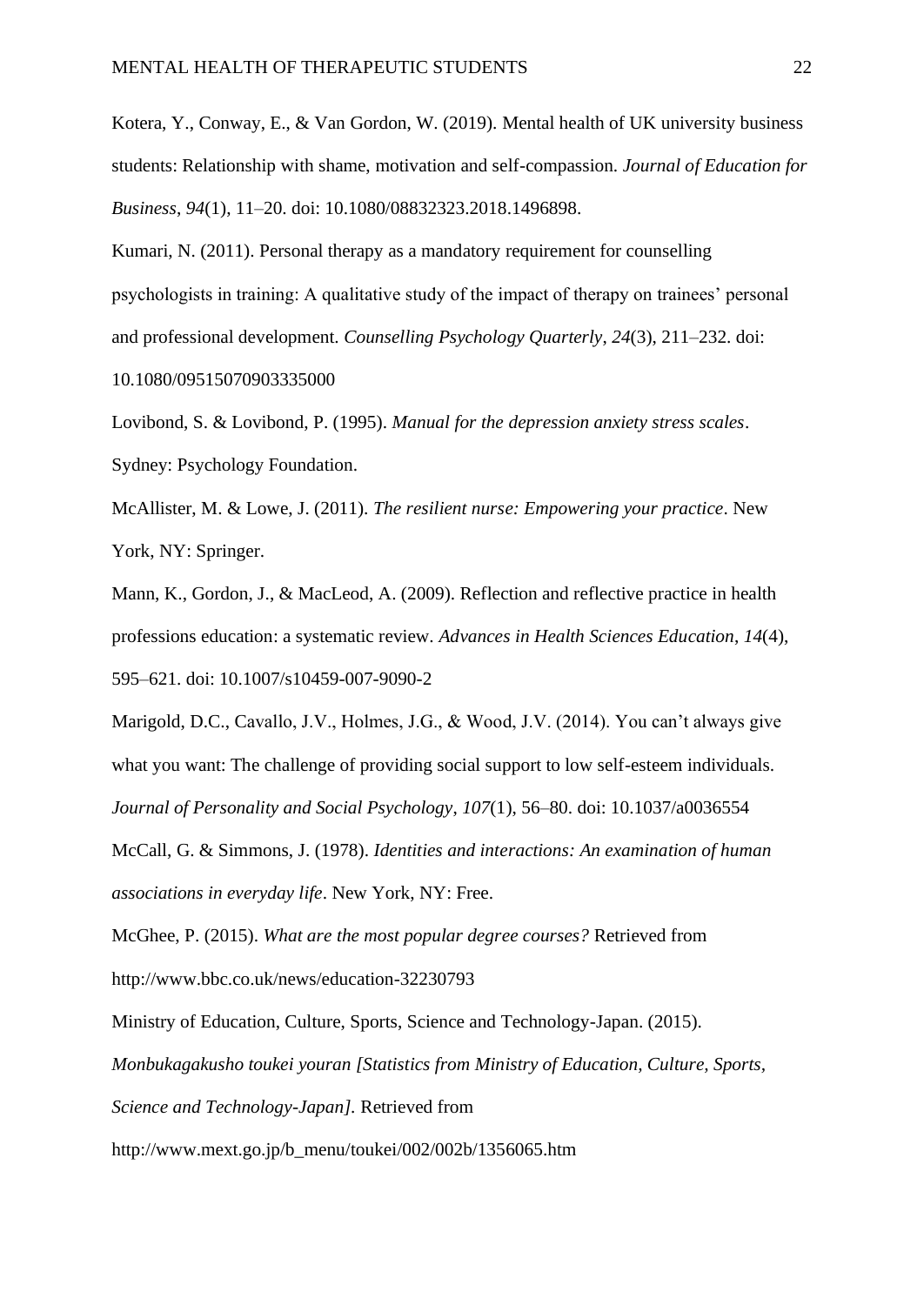Kotera, Y., Conway, E., & Van Gordon, W. (2019). Mental health of UK university business students: Relationship with shame, motivation and self-compassion. *Journal of Education for Business*, *94*(1), 11–20. doi: 10.1080/08832323.2018.1496898.

Kumari, N. (2011). Personal therapy as a mandatory requirement for counselling psychologists in training: A qualitative study of the impact of therapy on trainees' personal and professional development. *Counselling Psychology Quarterly*, *24*(3), 211–232. doi: 10.1080/09515070903335000

Lovibond, S. & Lovibond, P. (1995). *Manual for the depression anxiety stress scales*. Sydney: Psychology Foundation.

McAllister, M. & Lowe, J. (2011). *The resilient nurse: Empowering your practice*. New York, NY: Springer.

Mann, K., Gordon, J., & MacLeod, A. (2009). Reflection and reflective practice in health professions education: a systematic review. *Advances in Health Sciences Education*, *14*(4), 595–621. doi: 10.1007/s10459-007-9090-2

Marigold, D.C., Cavallo, J.V., Holmes, J.G., & Wood, J.V. (2014). You can't always give what you want: The challenge of providing social support to low self-esteem individuals. *Journal of Personality and Social Psychology*, *107*(1), 56–80. doi: 10.1037/a0036554

McCall, G. & Simmons, J. (1978). *Identities and interactions: An examination of human associations in everyday life*. New York, NY: Free.

McGhee, P. (2015). *What are the most popular degree courses?* Retrieved from http://www.bbc.co.uk/news/education-32230793

Ministry of Education, Culture, Sports, Science and Technology-Japan. (2015). *Monbukagakusho toukei youran [Statistics from Ministry of Education, Culture, Sports, Science and Technology-Japan].* Retrieved from http://www.mext.go.jp/b_menu/toukei/002/002b/1356065.htm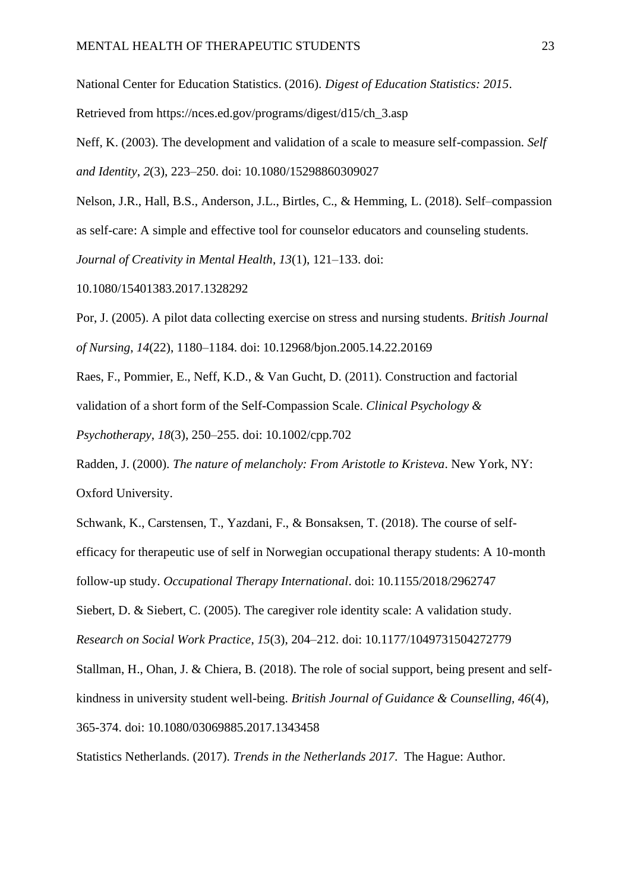National Center for Education Statistics. (2016). *Digest of Education Statistics: 2015*. Retrieved from https://nces.ed.gov/programs/digest/d15/ch_3.asp

Neff, K. (2003). The development and validation of a scale to measure self-compassion. *Self and Identity*, *2*(3), 223–250. doi: 10.1080/15298860309027

Nelson, J.R., Hall, B.S., Anderson, J.L., Birtles, C., & Hemming, L. (2018). Self–compassion as self-care: A simple and effective tool for counselor educators and counseling students. *Journal of Creativity in Mental Health*, *13*(1), 121–133. doi: 10.1080/15401383.2017.1328292

Por, J. (2005). A pilot data collecting exercise on stress and nursing students. *British Journal of Nursing*, *14*(22), 1180–1184. doi: 10.12968/bjon.2005.14.22.20169

Raes, F., Pommier, E., Neff, K.D., & Van Gucht, D. (2011). Construction and factorial validation of a short form of the Self-Compassion Scale. *Clinical Psychology & Psychotherapy*, *18*(3), 250–255. doi: 10.1002/cpp.702

Radden, J. (2000). *The nature of melancholy: From Aristotle to Kristeva*. New York, NY: Oxford University.

Schwank, K., Carstensen, T., Yazdani, F., & Bonsaksen, T. (2018). The course of self-efficacy for therapeutic use of self in Norwegian occupational therapy students: A 10-month follow-up study. *Occupational Therapy International*. doi: 10.1155/2018/2962747

Siebert, D. & Siebert, C. (2005). The caregiver role identity scale: A validation study. *Research on Social Work Practice*, *15*(3), 204–212. doi: 10.1177/1049731504272779

Stallman, H., Ohan, J. & Chiera, B. (2018). The role of social support, being present and self-kindness in university student well-being. *British Journal of Guidance & Counselling*, *46*(4), 365-374. doi: 10.1080/03069885.2017.1343458

Statistics Netherlands. (2017). *Trends in the Netherlands 2017*. The Hague: Author.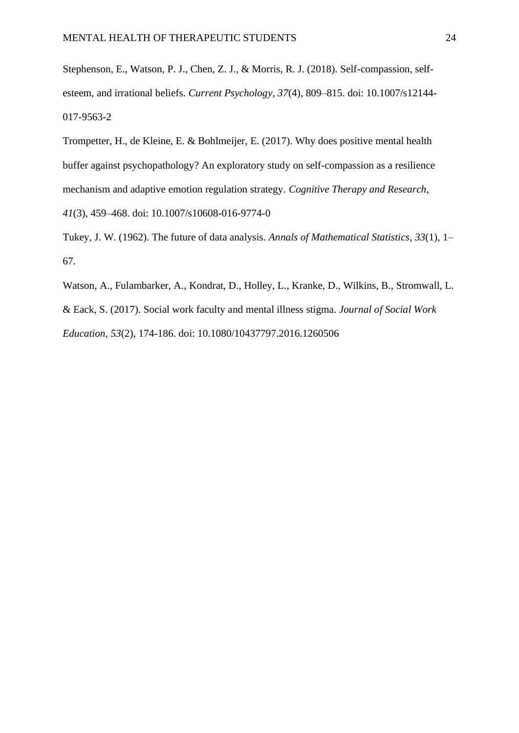Stephenson, E., Watson, P. J., Chen, Z. J., & Morris, R. J. (2018). Self-compassion, self-esteem, and irrational beliefs. *Current Psychology, 37*(4), 809–815. doi: 10.1007/s12144-017-9563-2

Trompetter, H., de Kleine, E. & Bohlmeijer, E. (2017). Why does positive mental health buffer against psychopathology? An exploratory study on self-compassion as a resilience mechanism and adaptive emotion regulation strategy. *Cognitive Therapy and Research*, *41*(3), 459–468. doi: 10.1007/s10608-016-9774-0

Tukey, J. W. (1962). The future of data analysis. *Annals of Mathematical Statistics*, *33*(1), 1–67.

Watson, A., Fulambarker, A., Kondrat, D., Holley, L., Kranke, D., Wilkins, B., Stromwall, L. & Eack, S. (2017). Social work faculty and mental illness stigma. *Journal of Social Work Education, 53*(2), 174-186. doi: 10.1080/10437797.2016.1260506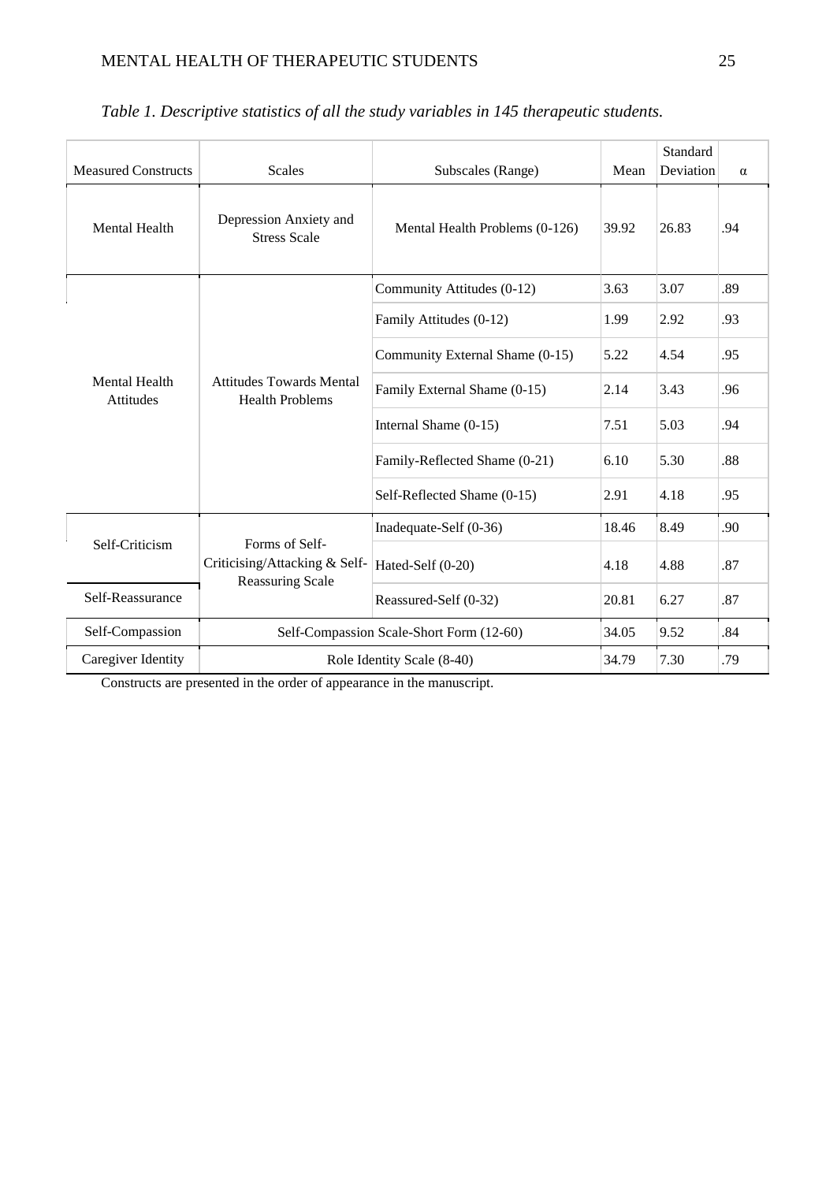*Table 1. Descriptive statistics of all the study variables in 145 therapeutic students.*

| Measured Constructs | Scales | Subscales (Range) | Mean | Standard Deviation | α |
|---|---|---|---|---|---|
| Mental Health | Depression Anxiety and Stress Scale | Mental Health Problems (0-126) | 39.92 | 26.83 | .94 |
| Mental Health Attitudes | Attitudes Towards Mental Health Problems | Community Attitudes (0-12) | 3.63 | 3.07 | .89 |
| | | Family Attitudes (0-12) | 1.99 | 2.92 | .93 |
| | | Community External Shame (0-15) | 5.22 | 4.54 | .95 |
| | | Family External Shame (0-15) | 2.14 | 3.43 | .96 |
| | | Internal Shame (0-15) | 7.51 | 5.03 | .94 |
| | | Family-Reflected Shame (0-21) | 6.10 | 5.30 | .88 |
| | | Self-Reflected Shame (0-15) | 2.91 | 4.18 | .95 |
| Self-Criticism | Forms of Self-Criticising/Attacking & Self-Reassuring Scale | Inadequate-Self (0-36) | 18.46 | 8.49 | .90 |
| | | Hated-Self (0-20) | 4.18 | 4.88 | .87 |
| Self-Reassurance | | Reassured-Self (0-32) | 20.81 | 6.27 | .87 |
| Self-Compassion | Self-Compassion Scale-Short Form (12-60) | | 34.05 | 9.52 | .84 |
| Caregiver Identity | Role Identity Scale (8-40) | | 34.79 | 7.30 | .79 |

Constructs are presented in the order of appearance in the manuscript.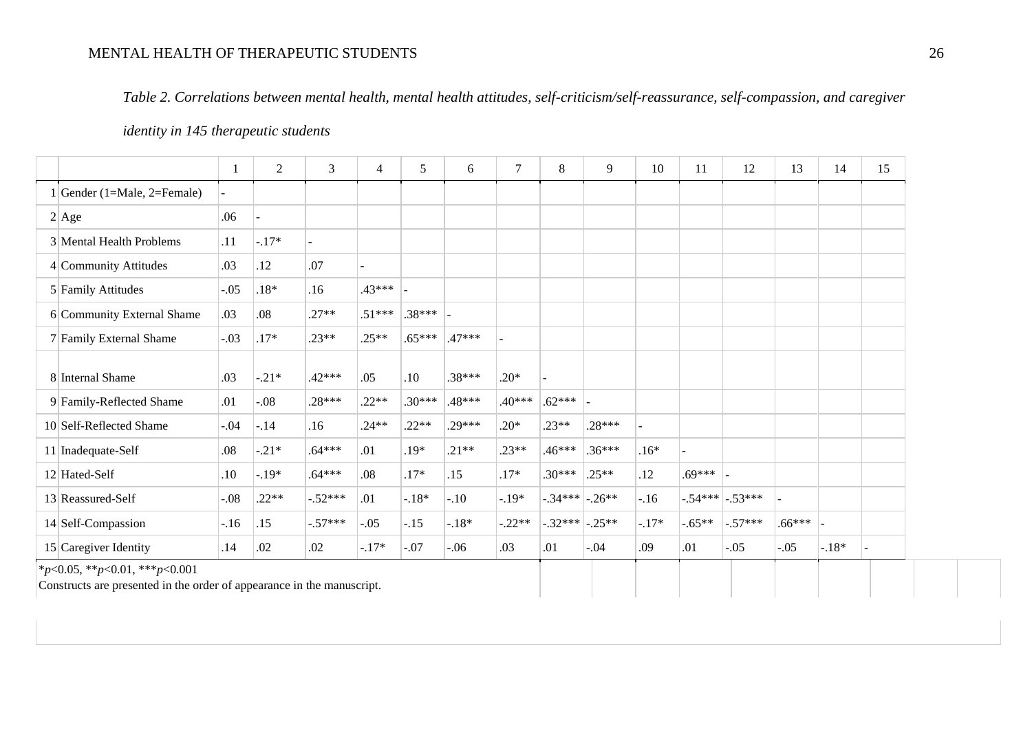*Table 2. Correlations between mental health, mental health attitudes, self-criticism/self-reassurance, self-compassion, and caregiver identity in 145 therapeutic students*

| | | 1 | 2 | 3 | 4 | 5 | 6 | 7 | 8 | 9 | 10 | 11 | 12 | 13 | 14 | 15 |
|---|---|---|---|---|---|---|---|---|---|---|---|---|---|---|---|---|
| 1 | Gender (1=Male, 2=Female) | - | | | | | | | | | | | | | | |
| 2 | Age | .06 | - | | | | | | | | | | | | | |
| 3 | Mental Health Problems | .11 | -.17* | - | | | | | | | | | | | | |
| 4 | Community Attitudes | .03 | .12 | .07 | - | | | | | | | | | | | |
| 5 | Family Attitudes | -.05 | .18* | .16 | .43*** | - | | | | | | | | | | |
| 6 | Community External Shame | .03 | .08 | .27** | .51*** | .38*** | - | | | | | | | | | |
| 7 | Family External Shame | -.03 | .17* | .23** | .25** | .65*** | .47*** | - | | | | | | | | |
| 8 | Internal Shame | .03 | -.21* | .42*** | .05 | .10 | .38*** | .20* | - | | | | | | | |
| 9 | Family-Reflected Shame | .01 | -.08 | .28*** | .22** | .30*** | .48*** | .40*** | .62*** | - | | | | | | |
| 10 | Self-Reflected Shame | -.04 | -.14 | .16 | .24** | .22** | .29*** | .20* | .23** | .28*** | - | | | | | |
| 11 | Inadequate-Self | .08 | -.21* | .64*** | .01 | .19* | .21** | .23** | .46*** | .36*** | .16* | - | | | | |
| 12 | Hated-Self | .10 | -.19* | .64*** | .08 | .17* | .15 | .17* | .30*** | .25** | .12 | .69*** | - | | | |
| 13 | Reassured-Self | -.08 | .22** | -.52*** | .01 | -.18* | -.10 | -.19* | -.34*** | -.26** | -.16 | -.54*** | -.53*** | - | | |
| 14 | Self-Compassion | -.16 | .15 | -.57*** | -.05 | -.15 | -.18* | -.22** | -.32*** | -.25** | -.17* | -.65** | -.57*** | .66*** | - | |
| 15 | Caregiver Identity | .14 | .02 | .02 | -.17* | -.07 | -.06 | .03 | .01 | -.04 | .09 | .01 | -.05 | -.05 | -.18* | - |

*$p$<0.05, **$p$<0.01, ***$p$<0.001

Constructs are presented in the order of appearance in the manuscript.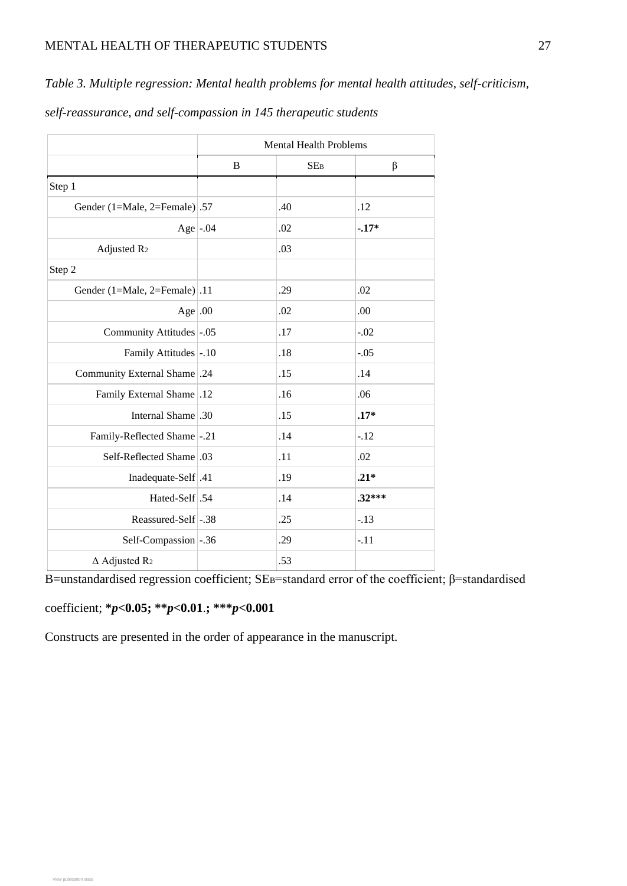*Table 3. Multiple regression: Mental health problems for mental health attitudes, self-criticism, self-reassurance, and self-compassion in 145 therapeutic students*

| | Mental Health Problems | | |
|---|---|---|---|
| | B | $SE_B$ | β |
| Step 1 | | | |
| Gender (1=Male, 2=Female) | .57 | .40 | .12 |
| Age | -.04 | .02 | **-.17*** |
| Adjusted $R^2$ | | .03 | |
| Step 2 | | | |
| Gender (1=Male, 2=Female) | .11 | .29 | .02 |
| Age | .00 | .02 | .00 |
| Community Attitudes | -.05 | .17 | -.02 |
| Family Attitudes | -.10 | .18 | -.05 |
| Community External Shame | .24 | .15 | .14 |
| Family External Shame | .12 | .16 | .06 |
| Internal Shame | .30 | .15 | **.17*** |
| Family-Reflected Shame | -.21 | .14 | -.12 |
| Self-Reflected Shame | .03 | .11 | .02 |
| Inadequate-Self | .41 | .19 | **.21*** |
| Hated-Self | .54 | .14 | **.32***** |
| Reassured-Self | -.38 | .25 | -.13 |
| Self-Compassion | -.36 | .29 | -.11 |
| Δ Adjusted $R^2$ | | .53 | |

B=unstandardised regression coefficient; $SE_B$=standard error of the coefficient; β=standardised coefficient; ***p*<0.05; **\*\*p*<0.01.; *\*\*\*p*<0.001**

Constructs are presented in the order of appearance in the manuscript.